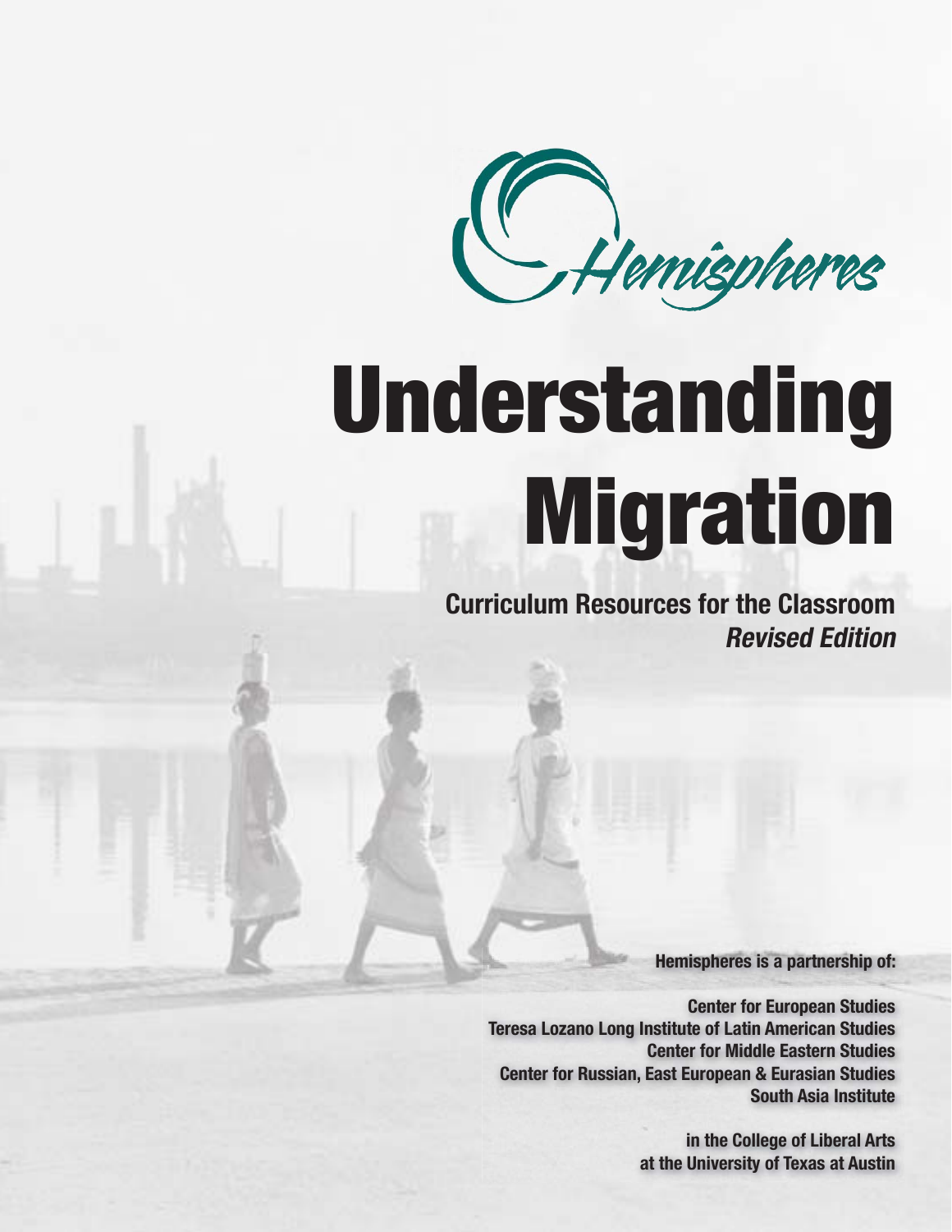Hemispheres

# Understanding Migration

## Curriculum Resources for the Classroom

***Revised Edition***

**Hemispheres is a partnership of:**

**Center for European Studies**
**Teresa Lozano Long Institute of Latin American Studies**
**Center for Middle Eastern Studies**
**Center for Russian, East European & Eurasian Studies**
**South Asia Institute**

**in the College of Liberal Arts**
**at the University of Texas at Austin**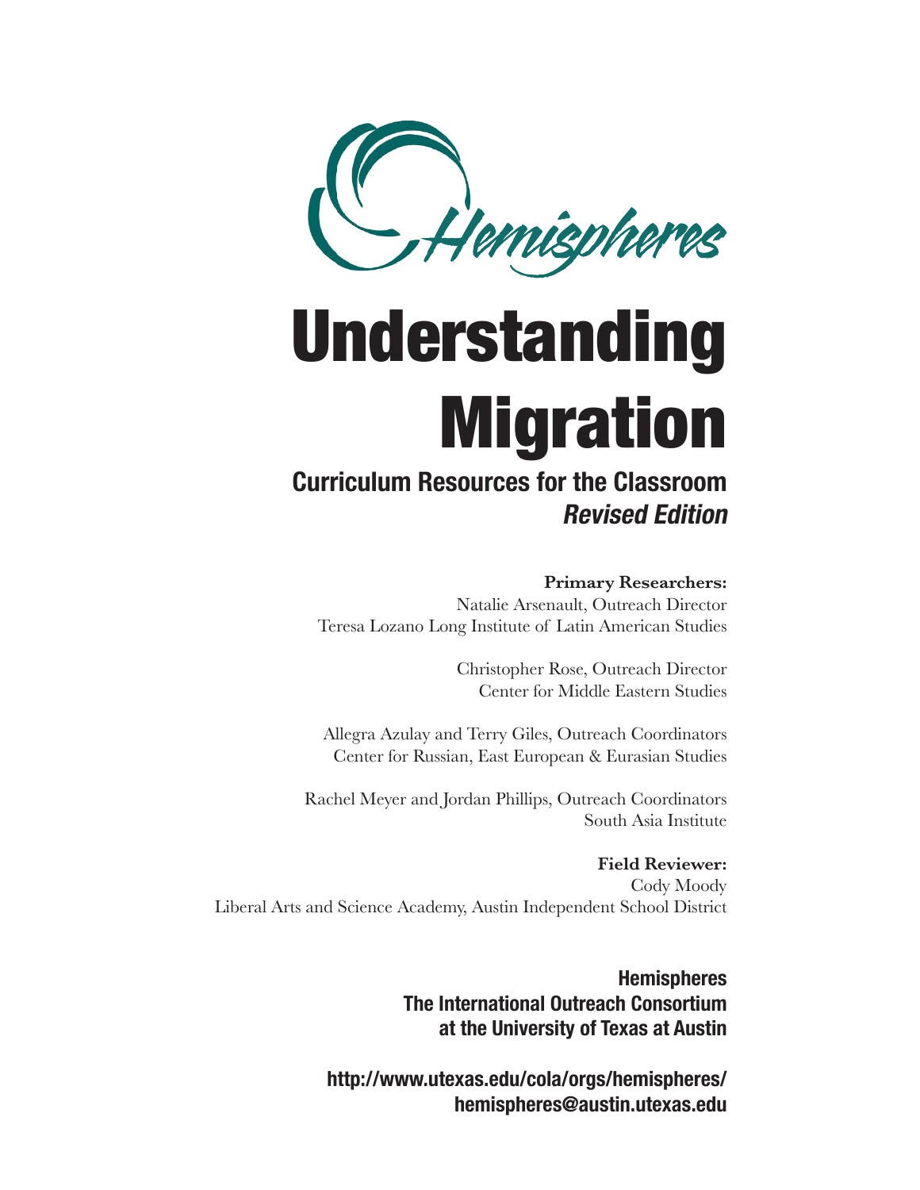Hemispheres

# Understanding Migration

## Curriculum Resources for the Classroom

### *Revised Edition*

**Primary Researchers:**

Natalie Arsenault, Outreach Director
Teresa Lozano Long Institute of Latin American Studies

Christopher Rose, Outreach Director
Center for Middle Eastern Studies

Allegra Azulay and Terry Giles, Outreach Coordinators
Center for Russian, East European & Eurasian Studies

Rachel Meyer and Jordan Phillips, Outreach Coordinators
South Asia Institute

**Field Reviewer:**

Cody Moody
Liberal Arts and Science Academy, Austin Independent School District

**Hemispheres**
**The International Outreach Consortium**
**at the University of Texas at Austin**

**http://www.utexas.edu/cola/orgs/hemispheres/**
**hemispheres@austin.utexas.edu**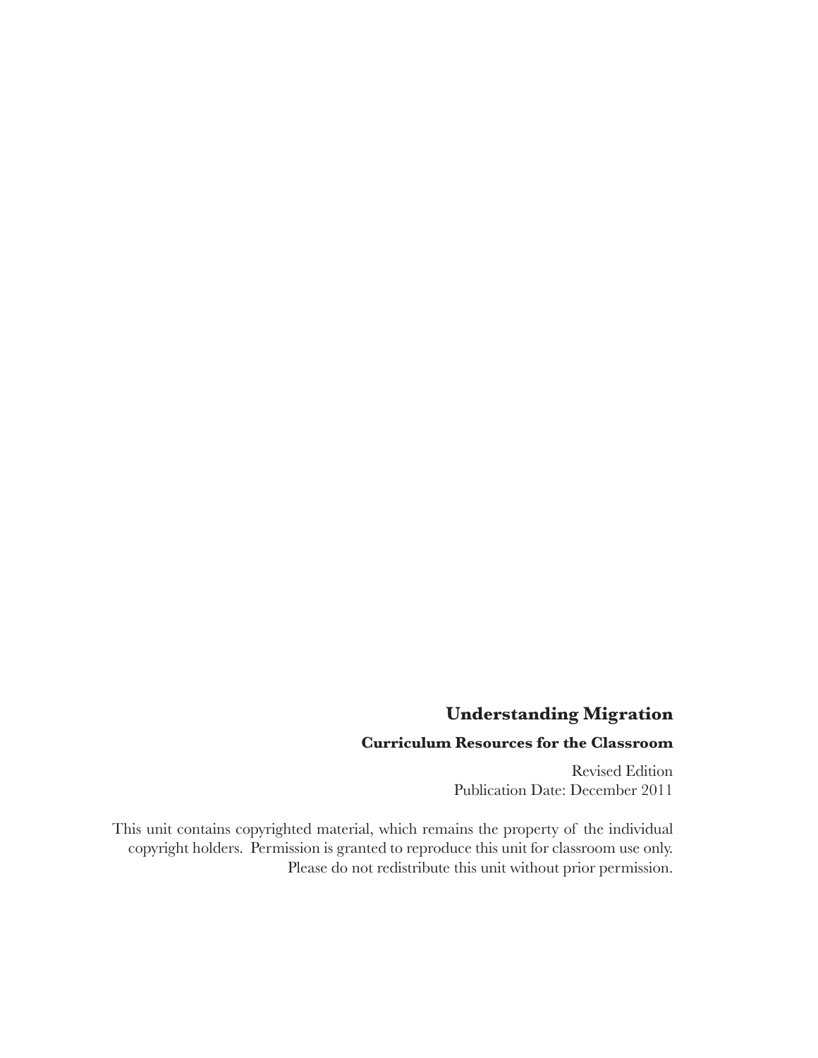**Understanding Migration**

**Curriculum Resources for the Classroom**

Revised Edition
Publication Date: December 2011

This unit contains copyrighted material, which remains the property of the individual copyright holders. Permission is granted to reproduce this unit for classroom use only. Please do not redistribute this unit without prior permission.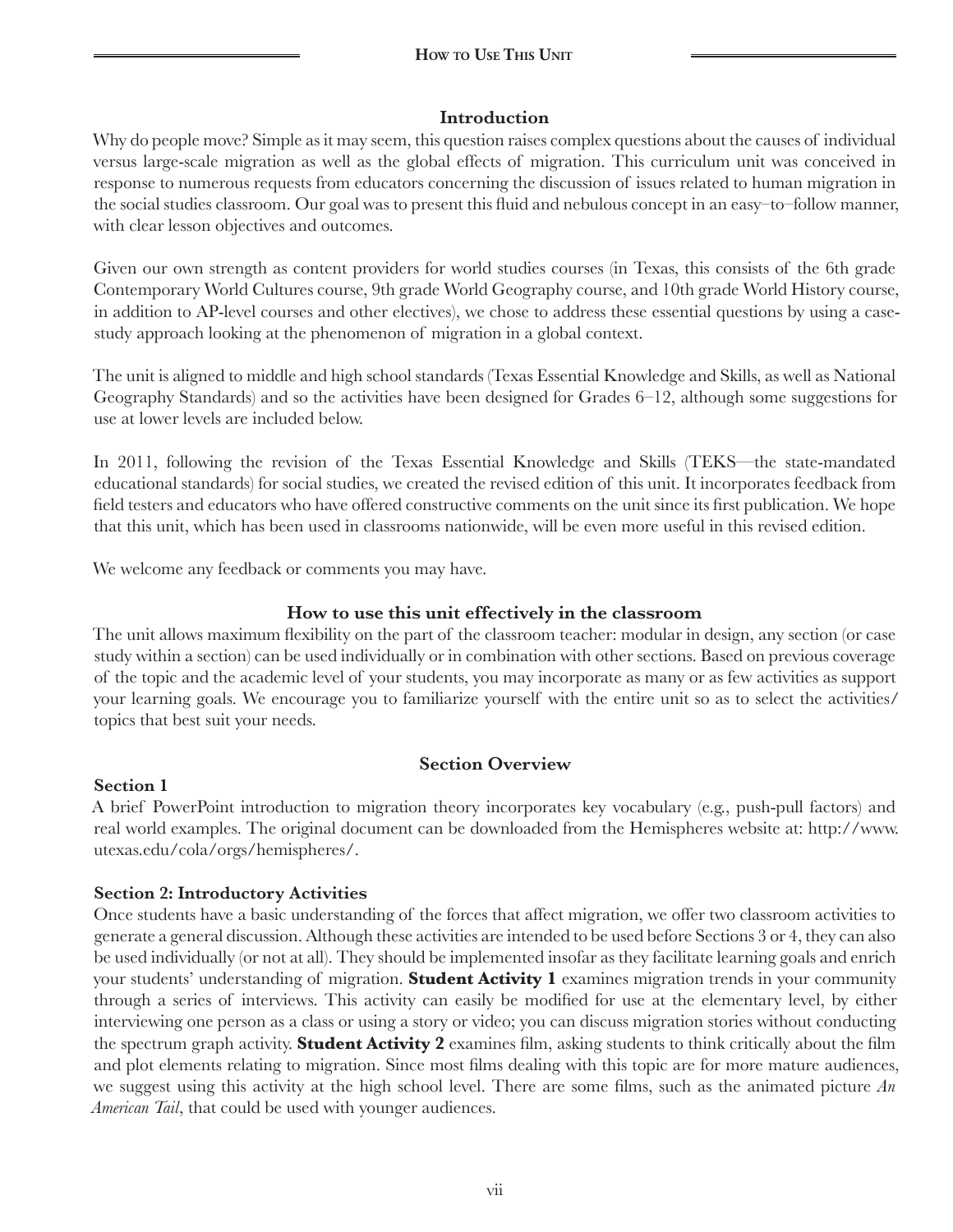### Introduction

Why do people move? Simple as it may seem, this question raises complex questions about the causes of individual versus large-scale migration as well as the global effects of migration. This curriculum unit was conceived in response to numerous requests from educators concerning the discussion of issues related to human migration in the social studies classroom. Our goal was to present this fluid and nebulous concept in an easy–to–follow manner, with clear lesson objectives and outcomes.

Given our own strength as content providers for world studies courses (in Texas, this consists of the 6th grade Contemporary World Cultures course, 9th grade World Geography course, and 10th grade World History course, in addition to AP-level courses and other electives), we chose to address these essential questions by using a case-study approach looking at the phenomenon of migration in a global context.

The unit is aligned to middle and high school standards (Texas Essential Knowledge and Skills, as well as National Geography Standards) and so the activities have been designed for Grades 6–12, although some suggestions for use at lower levels are included below.

In 2011, following the revision of the Texas Essential Knowledge and Skills (TEKS—the state-mandated educational standards) for social studies, we created the revised edition of this unit. It incorporates feedback from field testers and educators who have offered constructive comments on the unit since its first publication. We hope that this unit, which has been used in classrooms nationwide, will be even more useful in this revised edition.

We welcome any feedback or comments you may have.

### How to use this unit effectively in the classroom

The unit allows maximum flexibility on the part of the classroom teacher: modular in design, any section (or case study within a section) can be used individually or in combination with other sections. Based on previous coverage of the topic and the academic level of your students, you may incorporate as many or as few activities as support your learning goals. We encourage you to familiarize yourself with the entire unit so as to select the activities/ topics that best suit your needs.

### Section Overview

**Section 1**

A brief PowerPoint introduction to migration theory incorporates key vocabulary (e.g., push-pull factors) and real world examples. The original document can be downloaded from the Hemispheres website at: http://www.utexas.edu/cola/orgs/hemispheres/.

**Section 2: Introductory Activities**

Once students have a basic understanding of the forces that affect migration, we offer two classroom activities to generate a general discussion. Although these activities are intended to be used before Sections 3 or 4, they can also be used individually (or not at all). They should be implemented insofar as they facilitate learning goals and enrich your students' understanding of migration. **Student Activity 1** examines migration trends in your community through a series of interviews. This activity can easily be modified for use at the elementary level, by either interviewing one person as a class or using a story or video; you can discuss migration stories without conducting the spectrum graph activity. **Student Activity 2** examines film, asking students to think critically about the film and plot elements relating to migration. Since most films dealing with this topic are for more mature audiences, we suggest using this activity at the high school level. There are some films, such as the animated picture *An American Tail*, that could be used with younger audiences.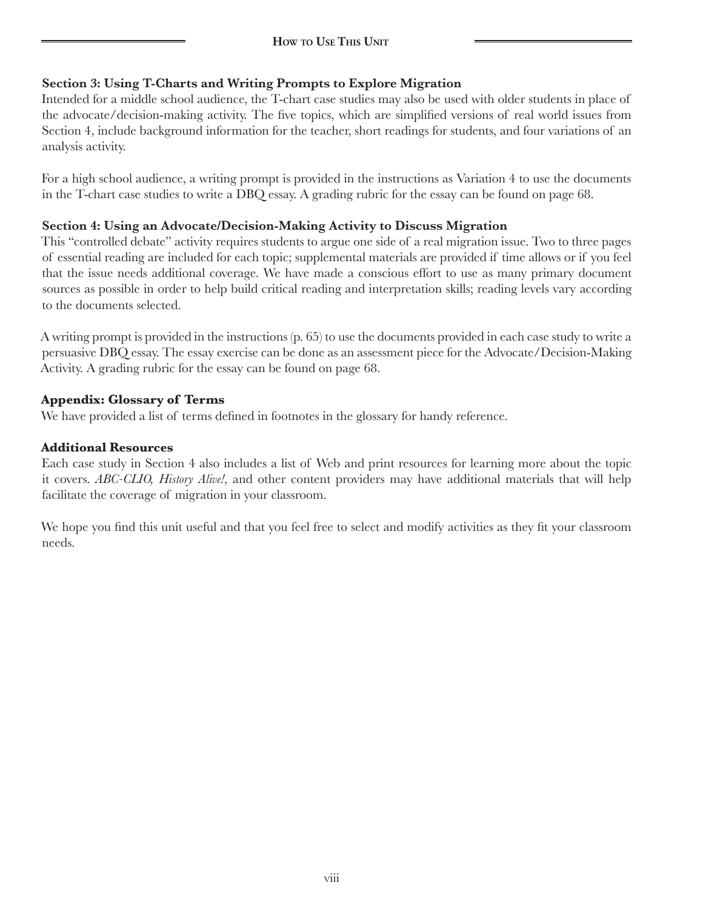### Section 3: Using T-Charts and Writing Prompts to Explore Migration

Intended for a middle school audience, the T-chart case studies may also be used with older students in place of the advocate/decision-making activity. The five topics, which are simplified versions of real world issues from Section 4, include background information for the teacher, short readings for students, and four variations of an analysis activity.

For a high school audience, a writing prompt is provided in the instructions as Variation 4 to use the documents in the T-chart case studies to write a DBQ essay. A grading rubric for the essay can be found on page 68.

### Section 4: Using an Advocate/Decision-Making Activity to Discuss Migration

This "controlled debate" activity requires students to argue one side of a real migration issue. Two to three pages of essential reading are included for each topic; supplemental materials are provided if time allows or if you feel that the issue needs additional coverage. We have made a conscious effort to use as many primary document sources as possible in order to help build critical reading and interpretation skills; reading levels vary according to the documents selected.

A writing prompt is provided in the instructions (p. 65) to use the documents provided in each case study to write a persuasive DBQ essay. The essay exercise can be done as an assessment piece for the Advocate/Decision-Making Activity. A grading rubric for the essay can be found on page 68.

### Appendix: Glossary of Terms

We have provided a list of terms defined in footnotes in the glossary for handy reference.

### Additional Resources

Each case study in Section 4 also includes a list of Web and print resources for learning more about the topic it covers. *ABC-CLIO, History Alive!*, and other content providers may have additional materials that will help facilitate the coverage of migration in your classroom.

We hope you find this unit useful and that you feel free to select and modify activities as they fit your classroom needs.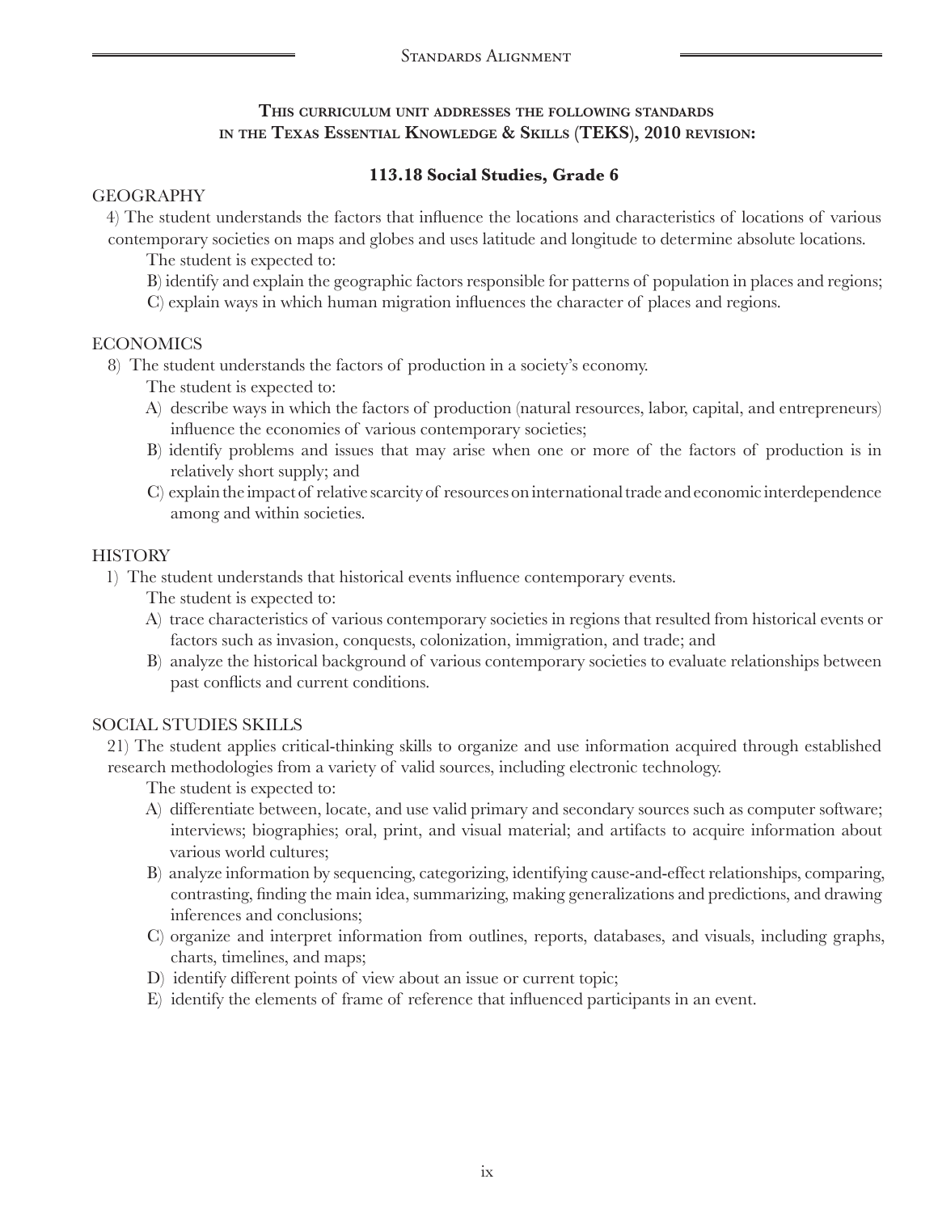# Standards Alignment

## This curriculum unit addresses the following standards in the Texas Essential Knowledge & Skills (TEKS), 2010 revision:

### 113.18 Social Studies, Grade 6

GEOGRAPHY

4) The student understands the factors that influence the locations and characteristics of locations of various contemporary societies on maps and globes and uses latitude and longitude to determine absolute locations.

The student is expected to:

B) identify and explain the geographic factors responsible for patterns of population in places and regions;

C) explain ways in which human migration influences the character of places and regions.

ECONOMICS

8) The student understands the factors of production in a society's economy.

The student is expected to:

A) describe ways in which the factors of production (natural resources, labor, capital, and entrepreneurs) influence the economies of various contemporary societies;

B) identify problems and issues that may arise when one or more of the factors of production is in relatively short supply; and

C) explain the impact of relative scarcity of resources on international trade and economic interdependence among and within societies.

HISTORY

1) The student understands that historical events influence contemporary events.

The student is expected to:

A) trace characteristics of various contemporary societies in regions that resulted from historical events or factors such as invasion, conquests, colonization, immigration, and trade; and

B) analyze the historical background of various contemporary societies to evaluate relationships between past conflicts and current conditions.

SOCIAL STUDIES SKILLS

21) The student applies critical-thinking skills to organize and use information acquired through established research methodologies from a variety of valid sources, including electronic technology.

The student is expected to:

A) differentiate between, locate, and use valid primary and secondary sources such as computer software; interviews; biographies; oral, print, and visual material; and artifacts to acquire information about various world cultures;

B) analyze information by sequencing, categorizing, identifying cause-and-effect relationships, comparing, contrasting, finding the main idea, summarizing, making generalizations and predictions, and drawing inferences and conclusions;

C) organize and interpret information from outlines, reports, databases, and visuals, including graphs, charts, timelines, and maps;

D) identify different points of view about an issue or current topic;

E) identify the elements of frame of reference that influenced participants in an event.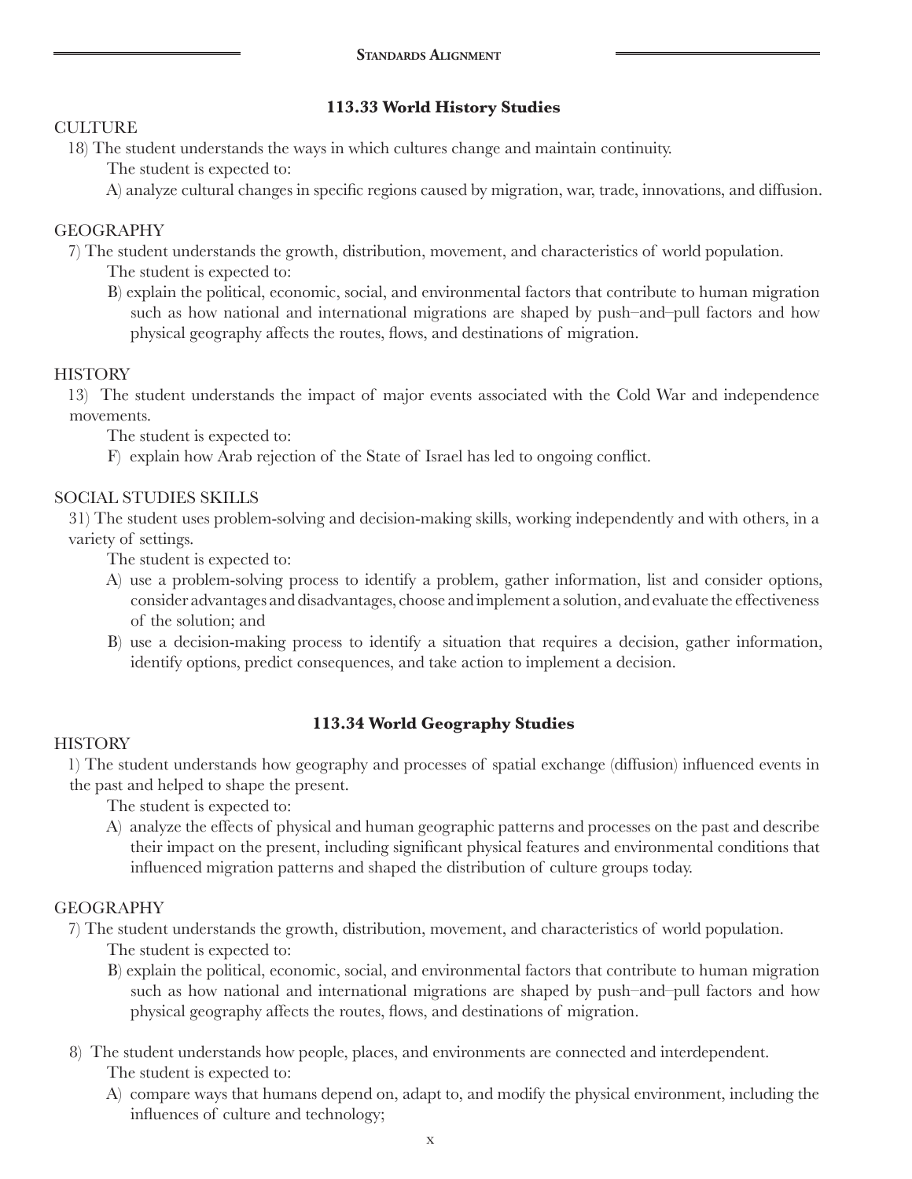### 113.33 World History Studies

CULTURE

18) The student understands the ways in which cultures change and maintain continuity.

The student is expected to:

A) analyze cultural changes in specific regions caused by migration, war, trade, innovations, and diffusion.

GEOGRAPHY

7) The student understands the growth, distribution, movement, and characteristics of world population.

The student is expected to:

B) explain the political, economic, social, and environmental factors that contribute to human migration such as how national and international migrations are shaped by push–and–pull factors and how physical geography affects the routes, flows, and destinations of migration.

HISTORY

13) The student understands the impact of major events associated with the Cold War and independence movements.

The student is expected to:

F) explain how Arab rejection of the State of Israel has led to ongoing conflict.

SOCIAL STUDIES SKILLS

31) The student uses problem-solving and decision-making skills, working independently and with others, in a variety of settings.

The student is expected to:

A) use a problem-solving process to identify a problem, gather information, list and consider options, consider advantages and disadvantages, choose and implement a solution, and evaluate the effectiveness of the solution; and

B) use a decision-making process to identify a situation that requires a decision, gather information, identify options, predict consequences, and take action to implement a decision.

### 113.34 World Geography Studies

HISTORY

1) The student understands how geography and processes of spatial exchange (diffusion) influenced events in the past and helped to shape the present.

The student is expected to:

A) analyze the effects of physical and human geographic patterns and processes on the past and describe their impact on the present, including significant physical features and environmental conditions that influenced migration patterns and shaped the distribution of culture groups today.

GEOGRAPHY

7) The student understands the growth, distribution, movement, and characteristics of world population.

The student is expected to:

B) explain the political, economic, social, and environmental factors that contribute to human migration such as how national and international migrations are shaped by push–and–pull factors and how physical geography affects the routes, flows, and destinations of migration.

8) The student understands how people, places, and environments are connected and interdependent.

The student is expected to:

A) compare ways that humans depend on, adapt to, and modify the physical environment, including the influences of culture and technology;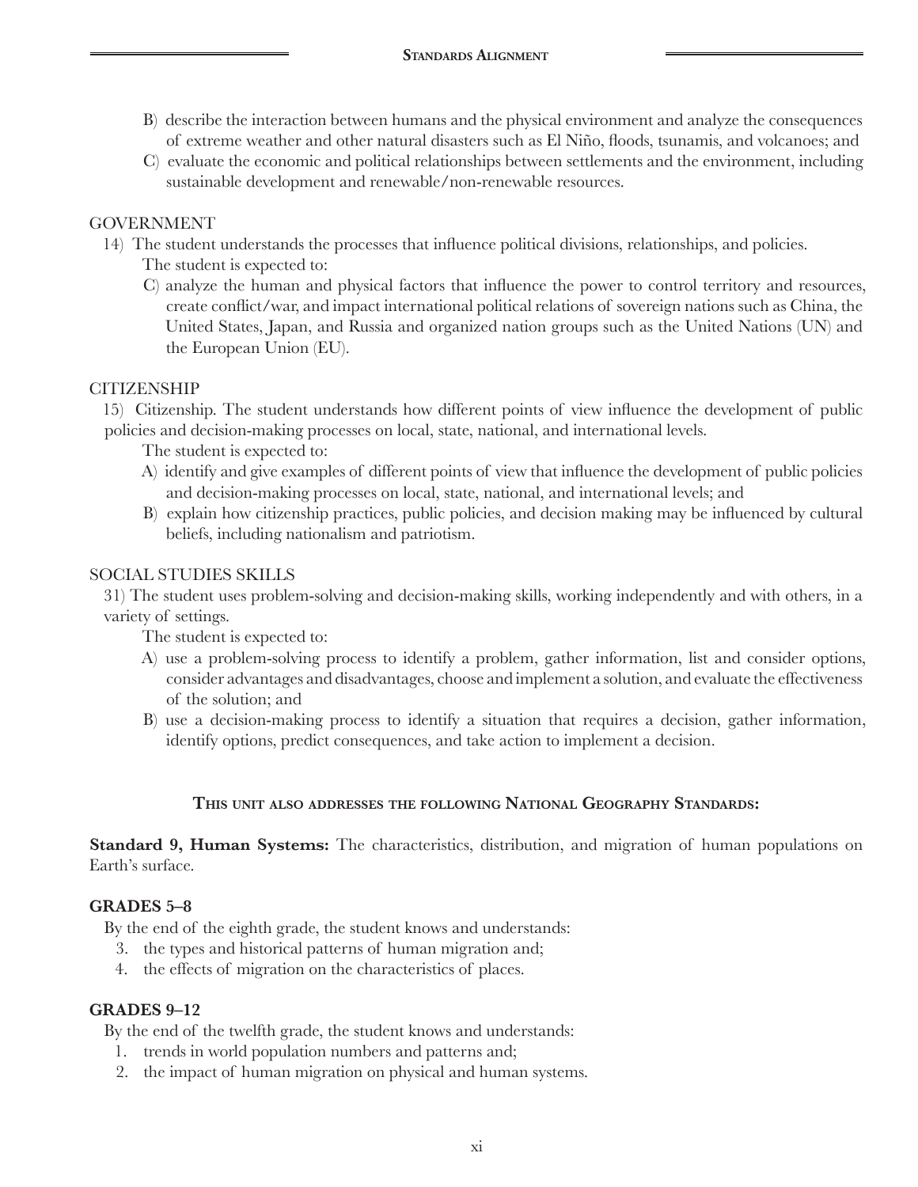B) describe the interaction between humans and the physical environment and analyze the consequences of extreme weather and other natural disasters such as El Niño, floods, tsunamis, and volcanoes; and

C) evaluate the economic and political relationships between settlements and the environment, including sustainable development and renewable/non-renewable resources.

GOVERNMENT

14) The student understands the processes that influence political divisions, relationships, and policies.

The student is expected to:

C) analyze the human and physical factors that influence the power to control territory and resources, create conflict/war, and impact international political relations of sovereign nations such as China, the United States, Japan, and Russia and organized nation groups such as the United Nations (UN) and the European Union (EU).

CITIZENSHIP

15) Citizenship. The student understands how different points of view influence the development of public policies and decision-making processes on local, state, national, and international levels.

The student is expected to:

A) identify and give examples of different points of view that influence the development of public policies and decision-making processes on local, state, national, and international levels; and

B) explain how citizenship practices, public policies, and decision making may be influenced by cultural beliefs, including nationalism and patriotism.

SOCIAL STUDIES SKILLS

31) The student uses problem-solving and decision-making skills, working independently and with others, in a variety of settings.

The student is expected to:

A) use a problem-solving process to identify a problem, gather information, list and consider options, consider advantages and disadvantages, choose and implement a solution, and evaluate the effectiveness of the solution; and

B) use a decision-making process to identify a situation that requires a decision, gather information, identify options, predict consequences, and take action to implement a decision.

## This unit also addresses the following National Geography Standards:

**Standard 9, Human Systems:** The characteristics, distribution, and migration of human populations on Earth's surface.

**GRADES 5–8**

By the end of the eighth grade, the student knows and understands:

3. the types and historical patterns of human migration and;
4. the effects of migration on the characteristics of places.

**GRADES 9–12**

By the end of the twelfth grade, the student knows and understands:

1. trends in world population numbers and patterns and;
2. the impact of human migration on physical and human systems.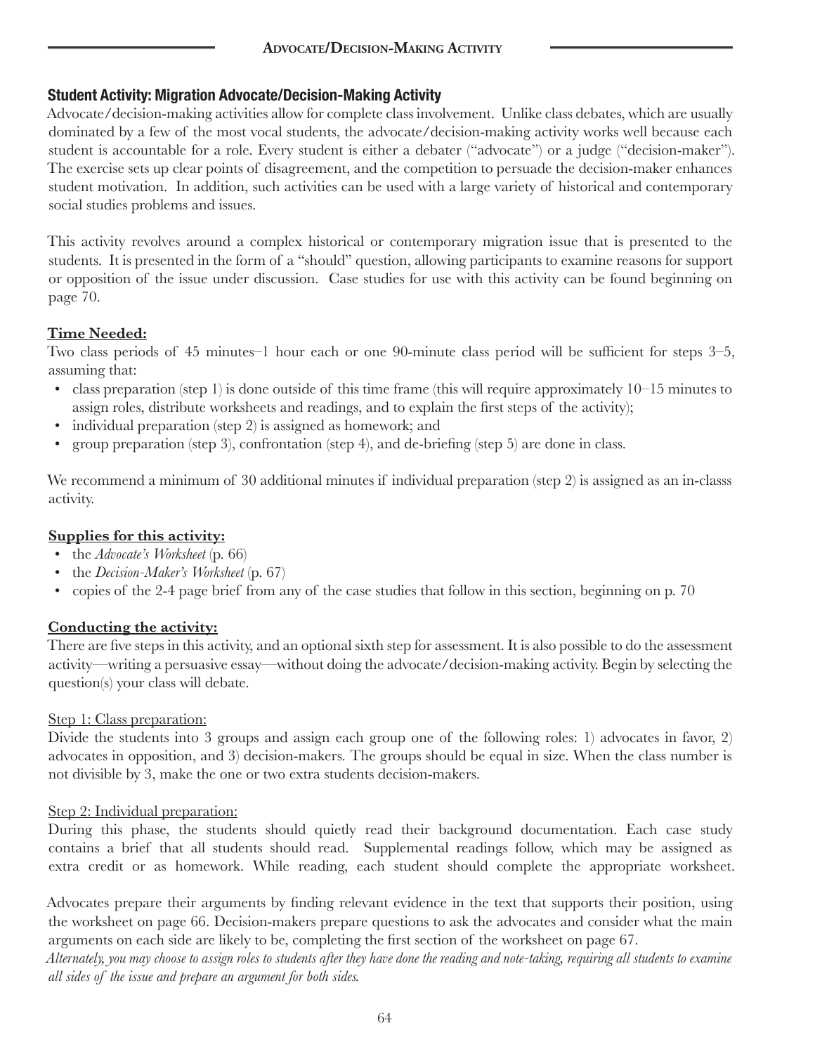## Student Activity: Migration Advocate/Decision-Making Activity

Advocate/decision-making activities allow for complete class involvement. Unlike class debates, which are usually dominated by a few of the most vocal students, the advocate/decision-making activity works well because each student is accountable for a role. Every student is either a debater ("advocate") or a judge ("decision-maker"). The exercise sets up clear points of disagreement, and the competition to persuade the decision-maker enhances student motivation. In addition, such activities can be used with a large variety of historical and contemporary social studies problems and issues.

This activity revolves around a complex historical or contemporary migration issue that is presented to the students. It is presented in the form of a "should" question, allowing participants to examine reasons for support or opposition of the issue under discussion. Case studies for use with this activity can be found beginning on page 70.

### Time Needed:

Two class periods of 45 minutes–1 hour each or one 90-minute class period will be sufficient for steps 3–5, assuming that:

- class preparation (step 1) is done outside of this time frame (this will require approximately 10–15 minutes to assign roles, distribute worksheets and readings, and to explain the first steps of the activity);
- individual preparation (step 2) is assigned as homework; and
- group preparation (step 3), confrontation (step 4), and de-briefing (step 5) are done in class.

We recommend a minimum of 30 additional minutes if individual preparation (step 2) is assigned as an in-classs activity.

### Supplies for this activity:

- the *Advocate's Worksheet* (p. 66)
- the *Decision-Maker's Worksheet* (p. 67)
- copies of the 2-4 page brief from any of the case studies that follow in this section, beginning on p. 70

### Conducting the activity:

There are five steps in this activity, and an optional sixth step for assessment. It is also possible to do the assessment activity—writing a persuasive essay—without doing the advocate/decision-making activity. Begin by selecting the question(s) your class will debate.

Step 1: Class preparation:

Divide the students into 3 groups and assign each group one of the following roles: 1) advocates in favor, 2) advocates in opposition, and 3) decision-makers. The groups should be equal in size. When the class number is not divisible by 3, make the one or two extra students decision-makers.

Step 2: Individual preparation:

During this phase, the students should quietly read their background documentation. Each case study contains a brief that all students should read. Supplemental readings follow, which may be assigned as extra credit or as homework. While reading, each student should complete the appropriate worksheet.

Advocates prepare their arguments by finding relevant evidence in the text that supports their position, using the worksheet on page 66. Decision-makers prepare questions to ask the advocates and consider what the main arguments on each side are likely to be, completing the first section of the worksheet on page 67.

*Alternately, you may choose to assign roles to students after they have done the reading and note-taking, requiring all students to examine all sides of the issue and prepare an argument for both sides.*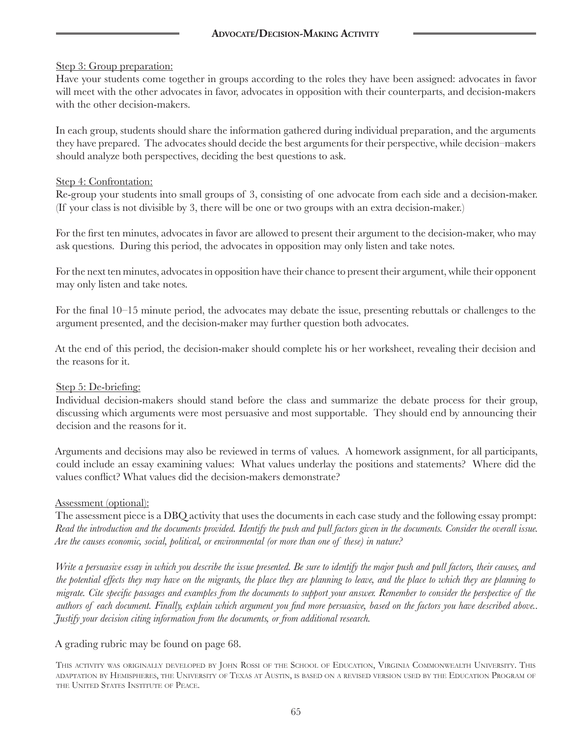Step 3: Group preparation:

Have your students come together in groups according to the roles they have been assigned: advocates in favor will meet with the other advocates in favor, advocates in opposition with their counterparts, and decision-makers with the other decision-makers.

In each group, students should share the information gathered during individual preparation, and the arguments they have prepared. The advocates should decide the best arguments for their perspective, while decision–makers should analyze both perspectives, deciding the best questions to ask.

Step 4: Confrontation:

Re-group your students into small groups of 3, consisting of one advocate from each side and a decision-maker. (If your class is not divisible by 3, there will be one or two groups with an extra decision-maker.)

For the first ten minutes, advocates in favor are allowed to present their argument to the decision-maker, who may ask questions. During this period, the advocates in opposition may only listen and take notes.

For the next ten minutes, advocates in opposition have their chance to present their argument, while their opponent may only listen and take notes.

For the final 10–15 minute period, the advocates may debate the issue, presenting rebuttals or challenges to the argument presented, and the decision-maker may further question both advocates.

At the end of this period, the decision-maker should complete his or her worksheet, revealing their decision and the reasons for it.

Step 5: De-briefing:

Individual decision-makers should stand before the class and summarize the debate process for their group, discussing which arguments were most persuasive and most supportable. They should end by announcing their decision and the reasons for it.

Arguments and decisions may also be reviewed in terms of values. A homework assignment, for all participants, could include an essay examining values: What values underlay the positions and statements? Where did the values conflict? What values did the decision-makers demonstrate?

Assessment (optional):

The assessment piece is a DBQ activity that uses the documents in each case study and the following essay prompt: *Read the introduction and the documents provided. Identify the push and pull factors given in the documents. Consider the overall issue. Are the causes economic, social, political, or environmental (or more than one of these) in nature?*

*Write a persuasive essay in which you describe the issue presented. Be sure to identify the major push and pull factors, their causes, and the potential effects they may have on the migrants, the place they are planning to leave, and the place to which they are planning to migrate. Cite specific passages and examples from the documents to support your answer. Remember to consider the perspective of the authors of each document. Finally, explain which argument you find more persuasive, based on the factors you have described above.. Justify your decision citing information from the documents, or from additional research.*

A grading rubric may be found on page 68.

This activity was originally developed by John Rossi of the School of Education, Virginia Commonwealth University. This adaptation by Hemispheres, the University of Texas at Austin, is based on a revised version used by the Education Program of the United States Institute of Peace.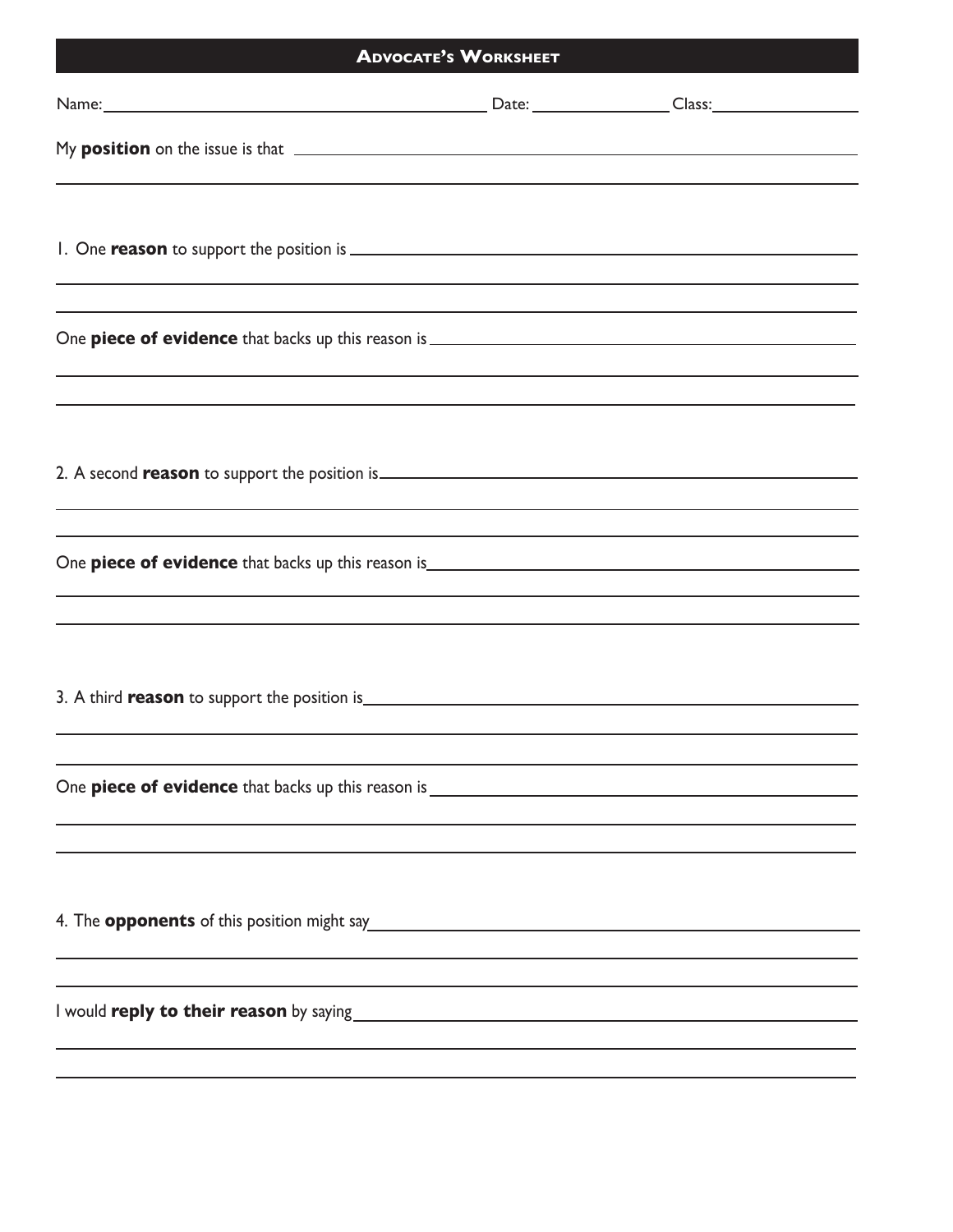## Advocate's Worksheet

Name: ______________________________ Date: ______________ Class: ______________

My **position** on the issue is that ______________________________________________

__________________________________________________________________________

1. One **reason** to support the position is ______________________________________

__________________________________________________________________________

__________________________________________________________________________

One **piece of evidence** that backs up this reason is _____________________________

__________________________________________________________________________

__________________________________________________________________________

2. A second **reason** to support the position is__________________________________

__________________________________________________________________________

__________________________________________________________________________

One **piece of evidence** that backs up this reason is_____________________________

__________________________________________________________________________

__________________________________________________________________________

3. A third **reason** to support the position is___________________________________

__________________________________________________________________________

__________________________________________________________________________

One **piece of evidence** that backs up this reason is _____________________________

__________________________________________________________________________

__________________________________________________________________________

4. The **opponents** of this position might say___________________________________

__________________________________________________________________________

__________________________________________________________________________

I would **reply to their reason** by saying______________________________________

__________________________________________________________________________

__________________________________________________________________________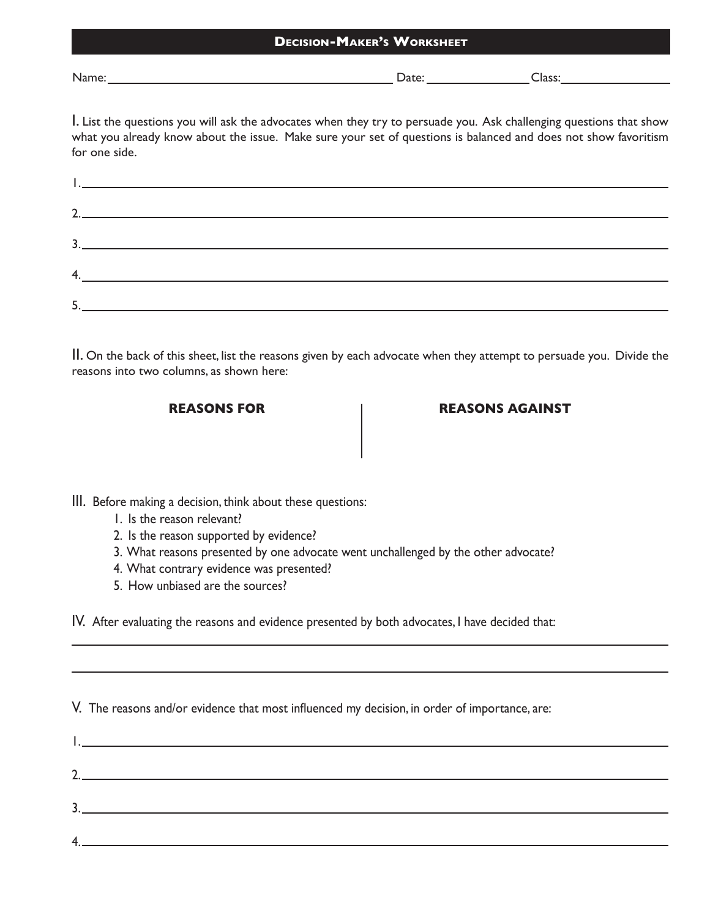## Decision-Maker's Worksheet

Name: ______________________________ Date: ______________ Class: ______________

I. List the questions you will ask the advocates when they try to persuade you. Ask challenging questions that show what you already know about the issue. Make sure your set of questions is balanced and does not show favoritism for one side.

1. ______________________________________________________________

2. ______________________________________________________________

3. ______________________________________________________________

4. ______________________________________________________________

5. ______________________________________________________________

II. On the back of this sheet, list the reasons given by each advocate when they attempt to persuade you. Divide the reasons into two columns, as shown here:

| **REASONS FOR** | **REASONS AGAINST** |
| --- | --- |
| | |

III. Before making a decision, think about these questions:

1. Is the reason relevant?
2. Is the reason supported by evidence?
3. What reasons presented by one advocate went unchallenged by the other advocate?
4. What contrary evidence was presented?
5. How unbiased are the sources?

IV. After evaluating the reasons and evidence presented by both advocates, I have decided that:

______________________________________________________________

______________________________________________________________

V. The reasons and/or evidence that most influenced my decision, in order of importance, are:

1. ______________________________________________________________

2. ______________________________________________________________

3. ______________________________________________________________

4. ______________________________________________________________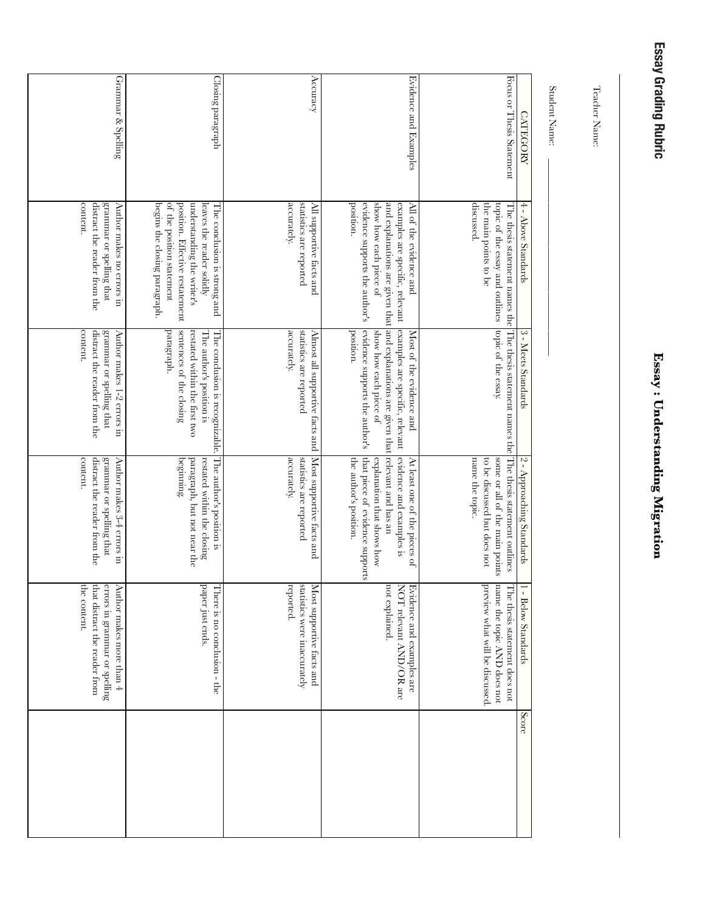# Essay : Understanding Migration

## Essay Grading Rubric

Teacher Name:

Student Name: ________________________________________

| CATEGORY | 4 - Above Standards | 3 - Meets Standards | 2 - Approaching Standards | 1 - Below Standards | Score |
|---|---|---|---|---|---|
| Focus or Thesis Statement | The thesis statement names the topic of the essay and outlines the main points to be discussed. | The thesis statement names the topic of the essay. | The thesis statement outlines some or all of the main points to be discussed but does not name the topic. | The thesis statement does not name the topic AND does not preview what will be discussed. | |
| Evidence and Examples | All of the evidence and examples are specific, relevant and explanations are given that show how each piece of evidence supports the author's position. | Most of the evidence and examples are specific, relevant and explanations are given that show how each piece of evidence supports the author's position. | At least one of the pieces of evidence and examples is relevant and has an explanation that shows how that piece of evidence supports the author's position. | Evidence and examples are NOT relevant AND/OR are not explained. | |
| Accuracy | All supportive facts and statistics are reported accurately. | Almost all supportive facts and statistics are reported accurately. | Most supportive facts and statistics are reported accurately. | Most supportive facts and statistics were inaccurately reported. | |
| Closing paragraph | The conclusion is strong and leaves the reader solidly understanding the writer's position. Effective restatement of the position statement begins the closing paragraph. | The conclusion is recognizable. The author's position is restated within the first two sentences of the closing paragraph. | The author's position is restated within the closing paragraph, but not near the beginning. | There is no conclusion - the paper just ends. | |
| Grammar & Spelling | Author makes no errors in grammar or spelling that distract the reader from the content. | Author makes 1-2 errors in grammar or spelling that distract the reader from the content. | Author makes 3-4 errors in grammar or spelling that distract the reader from the content. | Author makes more than 4 errors in grammar or spelling that distract the reader from the content. | |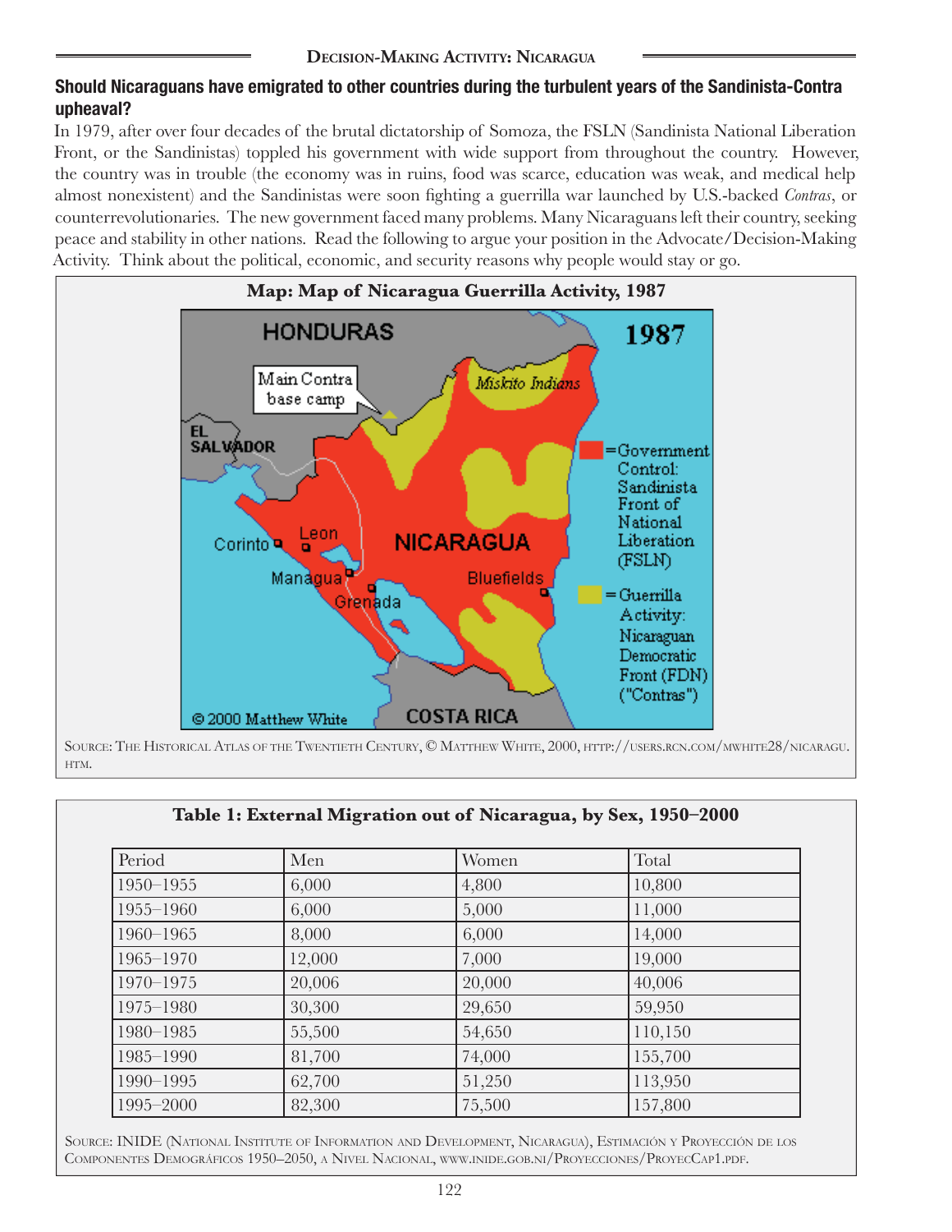## Decision-Making Activity: Nicaragua

### Should Nicaraguans have emigrated to other countries during the turbulent years of the Sandinista-Contra upheaval?

In 1979, after over four decades of the brutal dictatorship of Somoza, the FSLN (Sandinista National Liberation Front, or the Sandinistas) toppled his government with wide support from throughout the country. However, the country was in trouble (the economy was in ruins, food was scarce, education was weak, and medical help almost nonexistent) and the Sandinistas were soon fighting a guerrilla war launched by U.S.-backed *Contras*, or counterrevolutionaries. The new government faced many problems. Many Nicaraguans left their country, seeking peace and stability in other nations. Read the following to argue your position in the Advocate/Decision-Making Activity. Think about the political, economic, and security reasons why people would stay or go.

**Map: Map of Nicaragua Guerrilla Activity, 1987**

Source: The Historical Atlas of the Twentieth Century, © Matthew White, 2000, http://users.rcn.com/mwhite28/nicaragu.htm.

**Table 1: External Migration out of Nicaragua, by Sex, 1950–2000**

| Period | Men | Women | Total |
|---|---|---|---|
| 1950–1955 | 6,000 | 4,800 | 10,800 |
| 1955–1960 | 6,000 | 5,000 | 11,000 |
| 1960–1965 | 8,000 | 6,000 | 14,000 |
| 1965–1970 | 12,000 | 7,000 | 19,000 |
| 1970–1975 | 20,006 | 20,000 | 40,006 |
| 1975–1980 | 30,300 | 29,650 | 59,950 |
| 1980–1985 | 55,500 | 54,650 | 110,150 |
| 1985–1990 | 81,700 | 74,000 | 155,700 |
| 1990–1995 | 62,700 | 51,250 | 113,950 |
| 1995–2000 | 82,300 | 75,500 | 157,800 |

Source: INIDE (National Institute of Information and Development, Nicaragua), Estimación y Proyección de los Componentes Demográficos 1950–2050, a Nivel Nacional, www.inide.gob.ni/Proyecciones/ProyecCap1.pdf.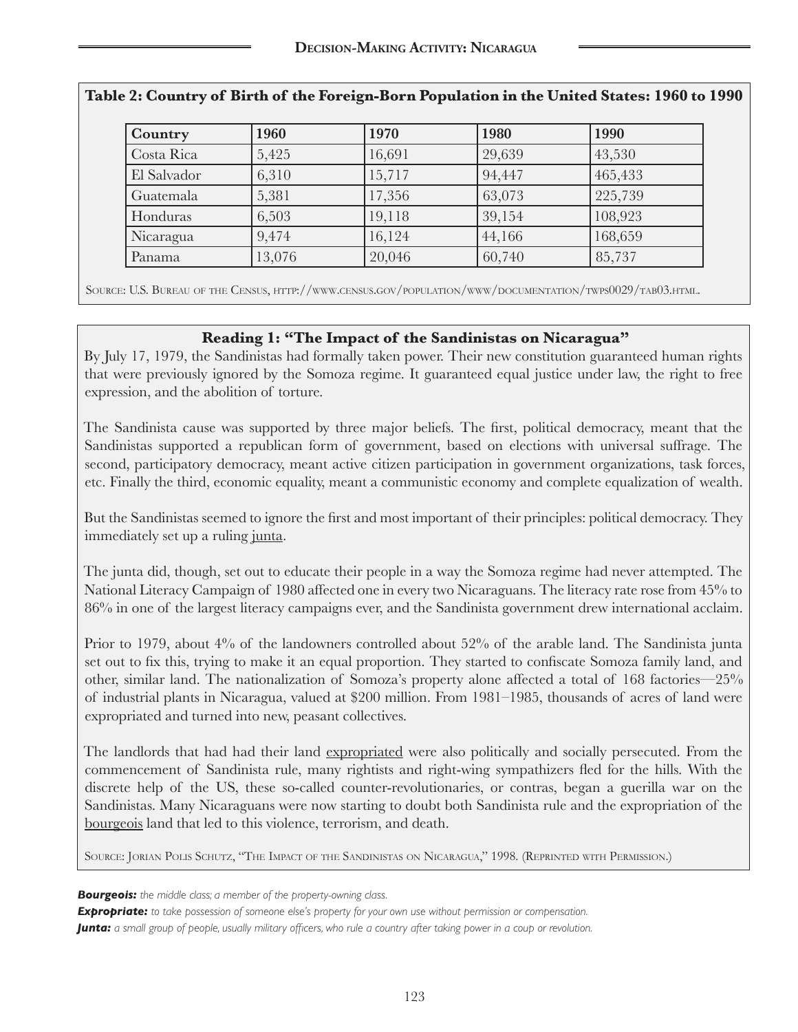**Table 2: Country of Birth of the Foreign-Born Population in the United States: 1960 to 1990**

| Country | 1960 | 1970 | 1980 | 1990 |
|---|---|---|---|---|
| Costa Rica | 5,425 | 16,691 | 29,639 | 43,530 |
| El Salvador | 6,310 | 15,717 | 94,447 | 465,433 |
| Guatemala | 5,381 | 17,356 | 63,073 | 225,739 |
| Honduras | 6,503 | 19,118 | 39,154 | 108,923 |
| Nicaragua | 9,474 | 16,124 | 44,166 | 168,659 |
| Panama | 13,076 | 20,046 | 60,740 | 85,737 |

Source: U.S. Bureau of the Census, http://www.census.gov/population/www/documentation/twps0029/tab03.html.

### Reading 1: "The Impact of the Sandinistas on Nicaragua"

By July 17, 1979, the Sandinistas had formally taken power. Their new constitution guaranteed human rights that were previously ignored by the Somoza regime. It guaranteed equal justice under law, the right to free expression, and the abolition of torture.

The Sandinista cause was supported by three major beliefs. The first, political democracy, meant that the Sandinistas supported a republican form of government, based on elections with universal suffrage. The second, participatory democracy, meant active citizen participation in government organizations, task forces, etc. Finally the third, economic equality, meant a communistic economy and complete equalization of wealth.

But the Sandinistas seemed to ignore the first and most important of their principles: political democracy. They immediately set up a ruling junta.

The junta did, though, set out to educate their people in a way the Somoza regime had never attempted. The National Literacy Campaign of 1980 affected one in every two Nicaraguans. The literacy rate rose from 45% to 86% in one of the largest literacy campaigns ever, and the Sandinista government drew international acclaim.

Prior to 1979, about 4% of the landowners controlled about 52% of the arable land. The Sandinista junta set out to fix this, trying to make it an equal proportion. They started to confiscate Somoza family land, and other, similar land. The nationalization of Somoza's property alone affected a total of 168 factories—25% of industrial plants in Nicaragua, valued at $200 million. From 1981–1985, thousands of acres of land were expropriated and turned into new, peasant collectives.

The landlords that had had their land expropriated were also politically and socially persecuted. From the commencement of Sandinista rule, many rightists and right-wing sympathizers fled for the hills. With the discrete help of the US, these so-called counter-revolutionaries, or contras, began a guerilla war on the Sandinistas. Many Nicaraguans were now starting to doubt both Sandinista rule and the expropriation of the bourgeois land that led to this violence, terrorism, and death.

Source: Jorian Polis Schutz, "The Impact of the Sandinistas on Nicaragua," 1998. (Reprinted with Permission.)

***Bourgeois:*** *the middle class; a member of the property-owning class.*

***Expropriate:*** *to take possession of someone else's property for your own use without permission or compensation.*

***Junta:*** *a small group of people, usually military officers, who rule a country after taking power in a coup or revolution.*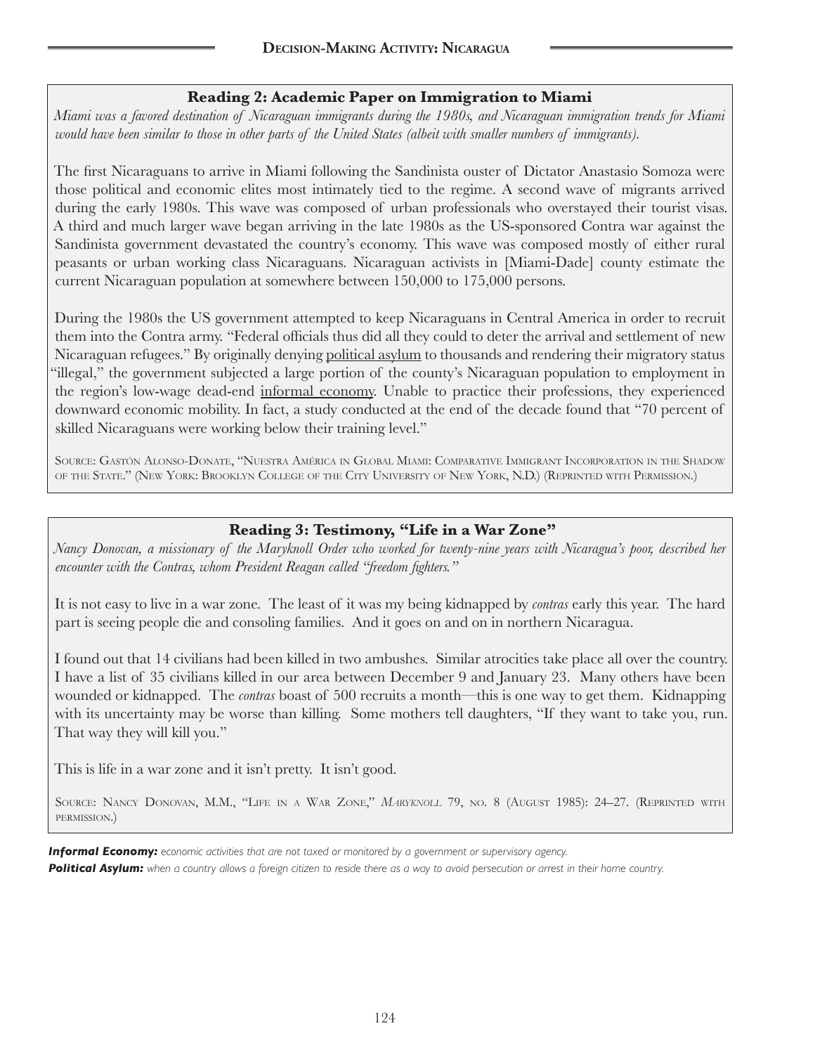## Reading 2: Academic Paper on Immigration to Miami

*Miami was a favored destination of Nicaraguan immigrants during the 1980s, and Nicaraguan immigration trends for Miami would have been similar to those in other parts of the United States (albeit with smaller numbers of immigrants).*

The first Nicaraguans to arrive in Miami following the Sandinista ouster of Dictator Anastasio Somoza were those political and economic elites most intimately tied to the regime. A second wave of migrants arrived during the early 1980s. This wave was composed of urban professionals who overstayed their tourist visas. A third and much larger wave began arriving in the late 1980s as the US-sponsored Contra war against the Sandinista government devastated the country's economy. This wave was composed mostly of either rural peasants or urban working class Nicaraguans. Nicaraguan activists in [Miami-Dade] county estimate the current Nicaraguan population at somewhere between 150,000 to 175,000 persons.

During the 1980s the US government attempted to keep Nicaraguans in Central America in order to recruit them into the Contra army. "Federal officials thus did all they could to deter the arrival and settlement of new Nicaraguan refugees." By originally denying political asylum to thousands and rendering their migratory status "illegal," the government subjected a large portion of the county's Nicaraguan population to employment in the region's low-wage dead-end informal economy. Unable to practice their professions, they experienced downward economic mobility. In fact, a study conducted at the end of the decade found that "70 percent of skilled Nicaraguans were working below their training level."

Source: Gastón Alonso-Donate, "Nuestra América in Global Miami: Comparative Immigrant Incorporation in the Shadow of the State." (New York: Brooklyn College of the City University of New York, N.D.) (Reprinted with Permission.)

## Reading 3: Testimony, "Life in a War Zone"

*Nancy Donovan, a missionary of the Maryknoll Order who worked for twenty-nine years with Nicaragua's poor, described her encounter with the Contras, whom President Reagan called "freedom fighters."*

It is not easy to live in a war zone. The least of it was my being kidnapped by *contras* early this year. The hard part is seeing people die and consoling families. And it goes on and on in northern Nicaragua.

I found out that 14 civilians had been killed in two ambushes. Similar atrocities take place all over the country. I have a list of 35 civilians killed in our area between December 9 and January 23. Many others have been wounded or kidnapped. The *contras* boast of 500 recruits a month—this is one way to get them. Kidnapping with its uncertainty may be worse than killing. Some mothers tell daughters, "If they want to take you, run. That way they will kill you."

This is life in a war zone and it isn't pretty. It isn't good.

Source: Nancy Donovan, M.M., "Life in a War Zone," *Maryknoll* 79, no. 8 (August 1985): 24–27. (Reprinted with permission.)

***Informal Economy:*** *economic activities that are not taxed or monitored by a government or supervisory agency.*

***Political Asylum:*** *when a country allows a foreign citizen to reside there as a way to avoid persecution or arrest in their home country.*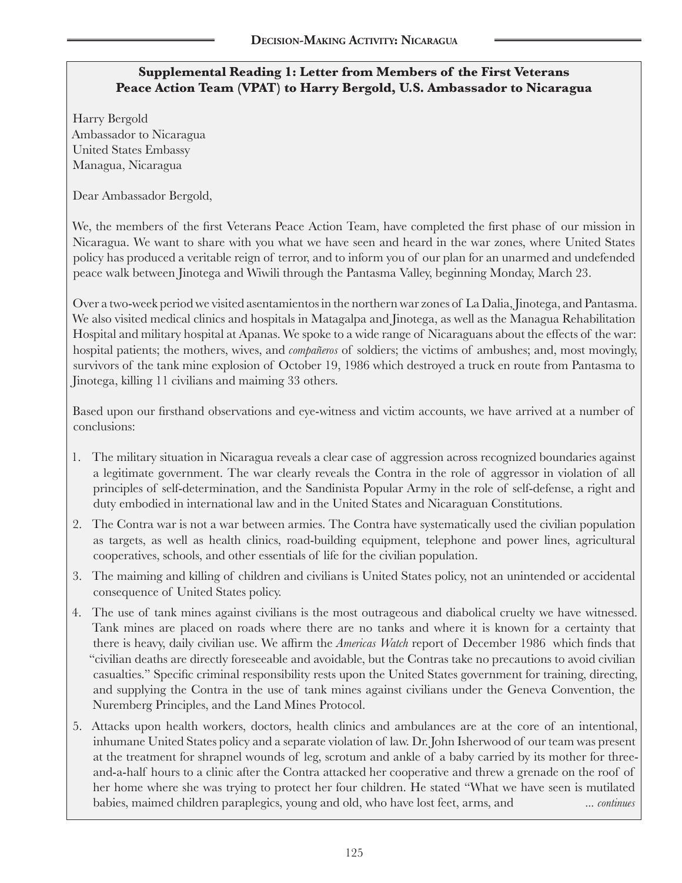## Supplemental Reading 1: Letter from Members of the First Veterans Peace Action Team (VPAT) to Harry Bergold, U.S. Ambassador to Nicaragua

Harry Bergold
Ambassador to Nicaragua
United States Embassy
Managua, Nicaragua

Dear Ambassador Bergold,

We, the members of the first Veterans Peace Action Team, have completed the first phase of our mission in Nicaragua. We want to share with you what we have seen and heard in the war zones, where United States policy has produced a veritable reign of terror, and to inform you of our plan for an unarmed and undefended peace walk between Jinotega and Wiwili through the Pantasma Valley, beginning Monday, March 23.

Over a two-week period we visited asentamientos in the northern war zones of La Dalia, Jinotega, and Pantasma. We also visited medical clinics and hospitals in Matagalpa and Jinotega, as well as the Managua Rehabilitation Hospital and military hospital at Apanas. We spoke to a wide range of Nicaraguans about the effects of the war: hospital patients; the mothers, wives, and *compañeros* of soldiers; the victims of ambushes; and, most movingly, survivors of the tank mine explosion of October 19, 1986 which destroyed a truck en route from Pantasma to Jinotega, killing 11 civilians and maiming 33 others.

Based upon our firsthand observations and eye-witness and victim accounts, we have arrived at a number of conclusions:

1. The military situation in Nicaragua reveals a clear case of aggression across recognized boundaries against a legitimate government. The war clearly reveals the Contra in the role of aggressor in violation of all principles of self-determination, and the Sandinista Popular Army in the role of self-defense, a right and duty embodied in international law and in the United States and Nicaraguan Constitutions.
2. The Contra war is not a war between armies. The Contra have systematically used the civilian population as targets, as well as health clinics, road-building equipment, telephone and power lines, agricultural cooperatives, schools, and other essentials of life for the civilian population.
3. The maiming and killing of children and civilians is United States policy, not an unintended or accidental consequence of United States policy.
4. The use of tank mines against civilians is the most outrageous and diabolical cruelty we have witnessed. Tank mines are placed on roads where there are no tanks and where it is known for a certainty that there is heavy, daily civilian use. We affirm the *Americas Watch* report of December 1986 which finds that "civilian deaths are directly foreseeable and avoidable, but the Contras take no precautions to avoid civilian casualties." Specific criminal responsibility rests upon the United States government for training, directing, and supplying the Contra in the use of tank mines against civilians under the Geneva Convention, the Nuremberg Principles, and the Land Mines Protocol.
5. Attacks upon health workers, doctors, health clinics and ambulances are at the core of an intentional, inhumane United States policy and a separate violation of law. Dr. John Isherwood of our team was present at the treatment for shrapnel wounds of leg, scrotum and ankle of a baby carried by its mother for three-and-a-half hours to a clinic after the Contra attacked her cooperative and threw a grenade on the roof of her home where she was trying to protect her four children. He stated "What we have seen is mutilated babies, maimed children paraplegics, young and old, who have lost feet, arms, and *... continues*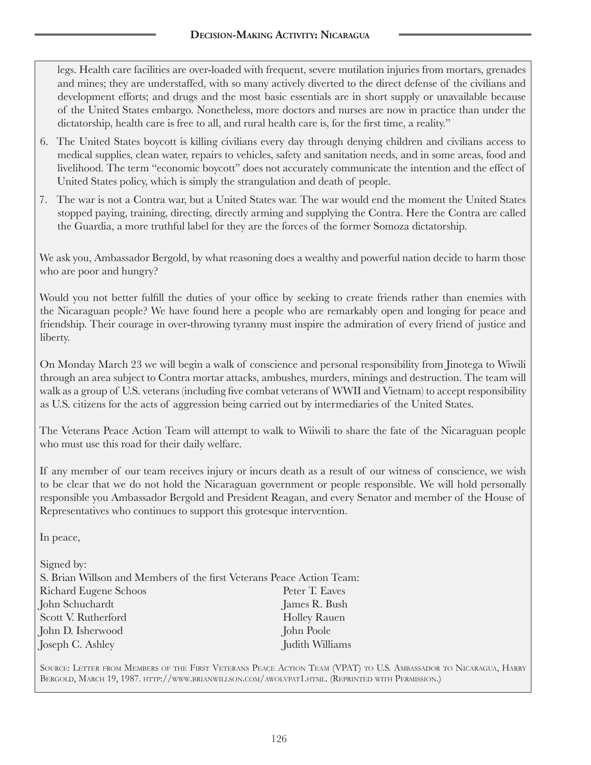legs. Health care facilities are over-loaded with frequent, severe mutilation injuries from mortars, grenades and mines; they are understaffed, with so many actively diverted to the direct defense of the civilians and development efforts; and drugs and the most basic essentials are in short supply or unavailable because of the United States embargo. Nonetheless, more doctors and nurses are now in practice than under the dictatorship, health care is free to all, and rural health care is, for the first time, a reality."

6. The United States boycott is killing civilians every day through denying children and civilians access to medical supplies, clean water, repairs to vehicles, safety and sanitation needs, and in some areas, food and livelihood. The term "economic boycott" does not accurately communicate the intention and the effect of United States policy, which is simply the strangulation and death of people.
7. The war is not a Contra war, but a United States war. The war would end the moment the United States stopped paying, training, directing, directly arming and supplying the Contra. Here the Contra are called the Guardia, a more truthful label for they are the forces of the former Somoza dictatorship.

We ask you, Ambassador Bergold, by what reasoning does a wealthy and powerful nation decide to harm those who are poor and hungry?

Would you not better fulfill the duties of your office by seeking to create friends rather than enemies with the Nicaraguan people? We have found here a people who are remarkably open and longing for peace and friendship. Their courage in over-throwing tyranny must inspire the admiration of every friend of justice and liberty.

On Monday March 23 we will begin a walk of conscience and personal responsibility from Jinotega to Wiwili through an area subject to Contra mortar attacks, ambushes, murders, minings and destruction. The team will walk as a group of U.S. veterans (including five combat veterans of WWII and Vietnam) to accept responsibility as U.S. citizens for the acts of aggression being carried out by intermediaries of the United States.

The Veterans Peace Action Team will attempt to walk to Wiiwili to share the fate of the Nicaraguan people who must use this road for their daily welfare.

If any member of our team receives injury or incurs death as a result of our witness of conscience, we wish to be clear that we do not hold the Nicaraguan government or people responsible. We will hold personally responsible you Ambassador Bergold and President Reagan, and every Senator and member of the House of Representatives who continues to support this grotesque intervention.

In peace,

Signed by:
S. Brian Willson and Members of the first Veterans Peace Action Team:

Richard Eugene Schoos
John Schuchardt
Scott V. Rutherford
John D. Isherwood
Joseph C. Ashley
Peter T. Eaves
James R. Bush
Holley Rauen
John Poole
Judith Williams

Source: Letter from Members of the First Veterans Peace Action Team (VPAT) to U.S. Ambassador to Nicaragua, Harry Bergold, March 19, 1987. http://www.brianwillson.com/awolvpat1.html. (Reprinted with Permission.)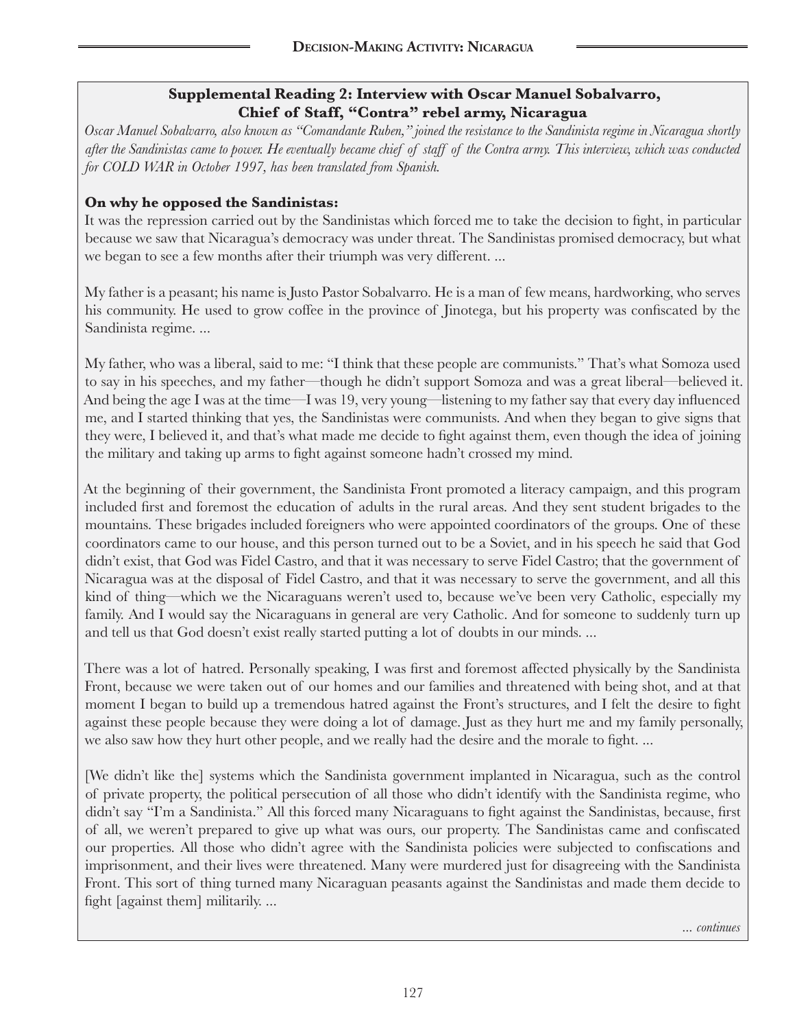## Supplemental Reading 2: Interview with Oscar Manuel Sobalvarro, Chief of Staff, "Contra" rebel army, Nicaragua

*Oscar Manuel Sobalvarro, also known as "Comandante Ruben," joined the resistance to the Sandinista regime in Nicaragua shortly after the Sandinistas came to power. He eventually became chief of staff of the Contra army. This interview, which was conducted for COLD WAR in October 1997, has been translated from Spanish.*

### On why he opposed the Sandinistas:

It was the repression carried out by the Sandinistas which forced me to take the decision to fight, in particular because we saw that Nicaragua's democracy was under threat. The Sandinistas promised democracy, but what we began to see a few months after their triumph was very different. ...

My father is a peasant; his name is Justo Pastor Sobalvarro. He is a man of few means, hardworking, who serves his community. He used to grow coffee in the province of Jinotega, but his property was confiscated by the Sandinista regime. ...

My father, who was a liberal, said to me: "I think that these people are communists." That's what Somoza used to say in his speeches, and my father—though he didn't support Somoza and was a great liberal—believed it. And being the age I was at the time—I was 19, very young—listening to my father say that every day influenced me, and I started thinking that yes, the Sandinistas were communists. And when they began to give signs that they were, I believed it, and that's what made me decide to fight against them, even though the idea of joining the military and taking up arms to fight against someone hadn't crossed my mind.

At the beginning of their government, the Sandinista Front promoted a literacy campaign, and this program included first and foremost the education of adults in the rural areas. And they sent student brigades to the mountains. These brigades included foreigners who were appointed coordinators of the groups. One of these coordinators came to our house, and this person turned out to be a Soviet, and in his speech he said that God didn't exist, that God was Fidel Castro, and that it was necessary to serve Fidel Castro; that the government of Nicaragua was at the disposal of Fidel Castro, and that it was necessary to serve the government, and all this kind of thing—which we the Nicaraguans weren't used to, because we've been very Catholic, especially my family. And I would say the Nicaraguans in general are very Catholic. And for someone to suddenly turn up and tell us that God doesn't exist really started putting a lot of doubts in our minds. ...

There was a lot of hatred. Personally speaking, I was first and foremost affected physically by the Sandinista Front, because we were taken out of our homes and our families and threatened with being shot, and at that moment I began to build up a tremendous hatred against the Front's structures, and I felt the desire to fight against these people because they were doing a lot of damage. Just as they hurt me and my family personally, we also saw how they hurt other people, and we really had the desire and the morale to fight. ...

[We didn't like the] systems which the Sandinista government implanted in Nicaragua, such as the control of private property, the political persecution of all those who didn't identify with the Sandinista regime, who didn't say "I'm a Sandinista." All this forced many Nicaraguans to fight against the Sandinistas, because, first of all, we weren't prepared to give up what was ours, our property. The Sandinistas came and confiscated our properties. All those who didn't agree with the Sandinista policies were subjected to confiscations and imprisonment, and their lives were threatened. Many were murdered just for disagreeing with the Sandinista Front. This sort of thing turned many Nicaraguan peasants against the Sandinistas and made them decide to fight [against them] militarily. ...

*... continues*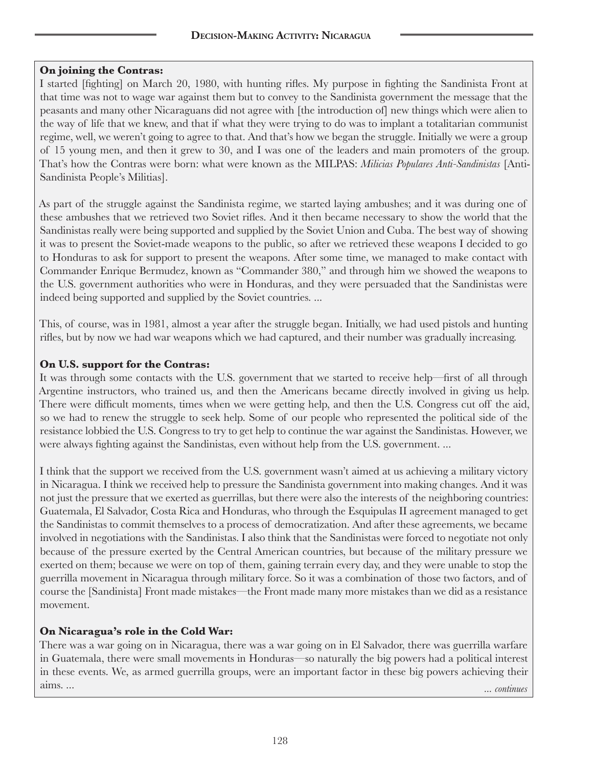**On joining the Contras:**
I started [fighting] on March 20, 1980, with hunting rifles. My purpose in fighting the Sandinista Front at that time was not to wage war against them but to convey to the Sandinista government the message that the peasants and many other Nicaraguans did not agree with [the introduction of] new things which were alien to the way of life that we knew, and that if what they were trying to do was to implant a totalitarian communist regime, well, we weren't going to agree to that. And that's how we began the struggle. Initially we were a group of 15 young men, and then it grew to 30, and I was one of the leaders and main promoters of the group. That's how the Contras were born: what were known as the MILPAS: *Milicias Populares Anti-Sandinistas* [Anti-Sandinista People's Militias].

As part of the struggle against the Sandinista regime, we started laying ambushes; and it was during one of these ambushes that we retrieved two Soviet rifles. And it then became necessary to show the world that the Sandinistas really were being supported and supplied by the Soviet Union and Cuba. The best way of showing it was to present the Soviet-made weapons to the public, so after we retrieved these weapons I decided to go to Honduras to ask for support to present the weapons. After some time, we managed to make contact with Commander Enrique Bermudez, known as "Commander 380," and through him we showed the weapons to the U.S. government authorities who were in Honduras, and they were persuaded that the Sandinistas were indeed being supported and supplied by the Soviet countries. ...

This, of course, was in 1981, almost a year after the struggle began. Initially, we had used pistols and hunting rifles, but by now we had war weapons which we had captured, and their number was gradually increasing.

**On U.S. support for the Contras:**
It was through some contacts with the U.S. government that we started to receive help—first of all through Argentine instructors, who trained us, and then the Americans became directly involved in giving us help. There were difficult moments, times when we were getting help, and then the U.S. Congress cut off the aid, so we had to renew the struggle to seek help. Some of our people who represented the political side of the resistance lobbied the U.S. Congress to try to get help to continue the war against the Sandinistas. However, we were always fighting against the Sandinistas, even without help from the U.S. government. ...

I think that the support we received from the U.S. government wasn't aimed at us achieving a military victory in Nicaragua. I think we received help to pressure the Sandinista government into making changes. And it was not just the pressure that we exerted as guerrillas, but there were also the interests of the neighboring countries: Guatemala, El Salvador, Costa Rica and Honduras, who through the Esquipulas II agreement managed to get the Sandinistas to commit themselves to a process of democratization. And after these agreements, we became involved in negotiations with the Sandinistas. I also think that the Sandinistas were forced to negotiate not only because of the pressure exerted by the Central American countries, but because of the military pressure we exerted on them; because we were on top of them, gaining terrain every day, and they were unable to stop the guerrilla movement in Nicaragua through military force. So it was a combination of those two factors, and of course the [Sandinista] Front made mistakes—the Front made many more mistakes than we did as a resistance movement.

**On Nicaragua's role in the Cold War:**
There was a war going on in Nicaragua, there was a war going on in El Salvador, there was guerrilla warfare in Guatemala, there were small movements in Honduras—so naturally the big powers had a political interest in these events. We, as armed guerrilla groups, were an important factor in these big powers achieving their aims. ...

*... continues*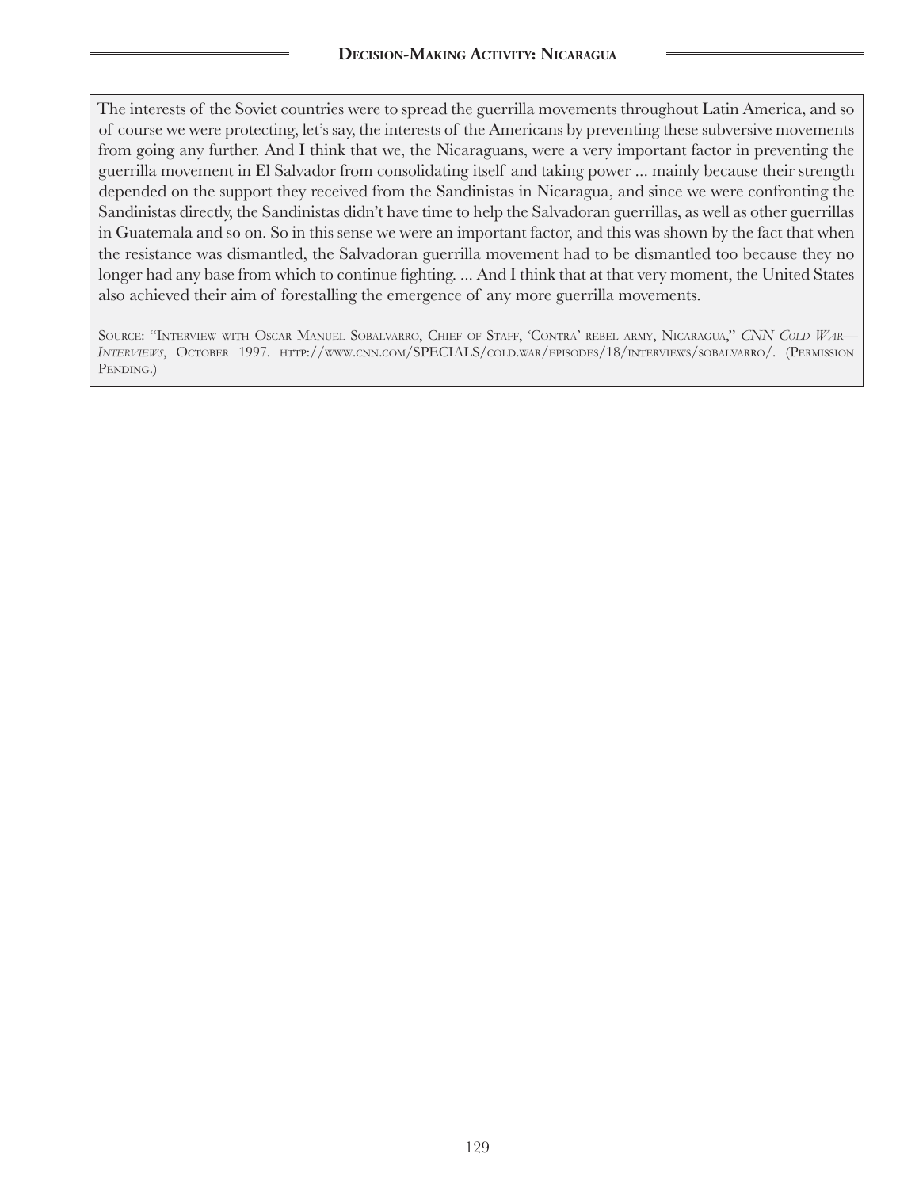The interests of the Soviet countries were to spread the guerrilla movements throughout Latin America, and so of course we were protecting, let's say, the interests of the Americans by preventing these subversive movements from going any further. And I think that we, the Nicaraguans, were a very important factor in preventing the guerrilla movement in El Salvador from consolidating itself and taking power ... mainly because their strength depended on the support they received from the Sandinistas in Nicaragua, and since we were confronting the Sandinistas directly, the Sandinistas didn't have time to help the Salvadoran guerrillas, as well as other guerrillas in Guatemala and so on. So in this sense we were an important factor, and this was shown by the fact that when the resistance was dismantled, the Salvadoran guerrilla movement had to be dismantled too because they no longer had any base from which to continue fighting. ... And I think that at that very moment, the United States also achieved their aim of forestalling the emergence of any more guerrilla movements.

Source: "Interview with Oscar Manuel Sobalvarro, Chief of Staff, 'Contra' rebel army, Nicaragua," *CNN Cold War—Interviews*, October 1997. http://www.cnn.com/SPECIALS/cold.war/episodes/18/interviews/sobalvarro/. (Permission Pending.)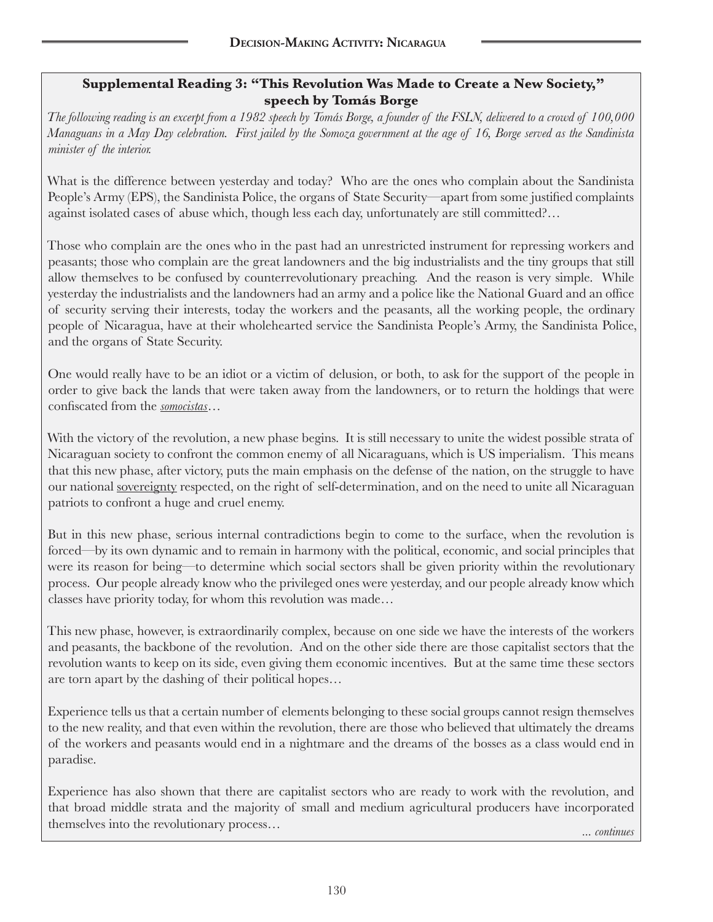### Supplemental Reading 3: "This Revolution Was Made to Create a New Society," speech by Tomás Borge

*The following reading is an excerpt from a 1982 speech by Tomás Borge, a founder of the FSLN, delivered to a crowd of 100,000 Managuans in a May Day celebration. First jailed by the Somoza government at the age of 16, Borge served as the Sandinista minister of the interior.*

What is the difference between yesterday and today? Who are the ones who complain about the Sandinista People's Army (EPS), the Sandinista Police, the organs of State Security—apart from some justified complaints against isolated cases of abuse which, though less each day, unfortunately are still committed?…

Those who complain are the ones who in the past had an unrestricted instrument for repressing workers and peasants; those who complain are the great landowners and the big industrialists and the tiny groups that still allow themselves to be confused by counterrevolutionary preaching. And the reason is very simple. While yesterday the industrialists and the landowners had an army and a police like the National Guard and an office of security serving their interests, today the workers and the peasants, all the working people, the ordinary people of Nicaragua, have at their wholehearted service the Sandinista People's Army, the Sandinista Police, and the organs of State Security.

One would really have to be an idiot or a victim of delusion, or both, to ask for the support of the people in order to give back the lands that were taken away from the landowners, or to return the holdings that were confiscated from the <u>*somocistas*</u>…

With the victory of the revolution, a new phase begins. It is still necessary to unite the widest possible strata of Nicaraguan society to confront the common enemy of all Nicaraguans, which is US imperialism. This means that this new phase, after victory, puts the main emphasis on the defense of the nation, on the struggle to have our national <u>sovereignty</u> respected, on the right of self-determination, and on the need to unite all Nicaraguan patriots to confront a huge and cruel enemy.

But in this new phase, serious internal contradictions begin to come to the surface, when the revolution is forced—by its own dynamic and to remain in harmony with the political, economic, and social principles that were its reason for being—to determine which social sectors shall be given priority within the revolutionary process. Our people already know who the privileged ones were yesterday, and our people already know which classes have priority today, for whom this revolution was made…

This new phase, however, is extraordinarily complex, because on one side we have the interests of the workers and peasants, the backbone of the revolution. And on the other side there are those capitalist sectors that the revolution wants to keep on its side, even giving them economic incentives. But at the same time these sectors are torn apart by the dashing of their political hopes…

Experience tells us that a certain number of elements belonging to these social groups cannot resign themselves to the new reality, and that even within the revolution, there are those who believed that ultimately the dreams of the workers and peasants would end in a nightmare and the dreams of the bosses as a class would end in paradise.

Experience has also shown that there are capitalist sectors who are ready to work with the revolution, and that broad middle strata and the majority of small and medium agricultural producers have incorporated themselves into the revolutionary process…

*... continues*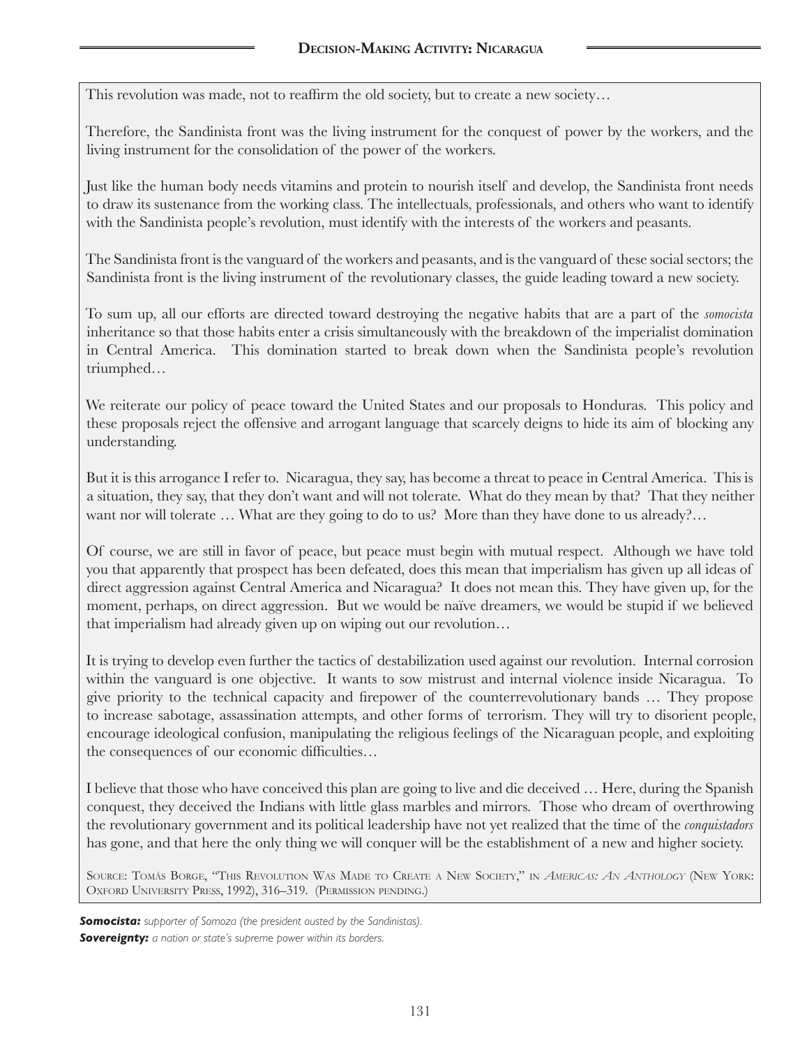This revolution was made, not to reaffirm the old society, but to create a new society…

Therefore, the Sandinista front was the living instrument for the conquest of power by the workers, and the living instrument for the consolidation of the power of the workers.

Just like the human body needs vitamins and protein to nourish itself and develop, the Sandinista front needs to draw its sustenance from the working class. The intellectuals, professionals, and others who want to identify with the Sandinista people's revolution, must identify with the interests of the workers and peasants.

The Sandinista front is the vanguard of the workers and peasants, and is the vanguard of these social sectors; the Sandinista front is the living instrument of the revolutionary classes, the guide leading toward a new society.

To sum up, all our efforts are directed toward destroying the negative habits that are a part of the *somocista* inheritance so that those habits enter a crisis simultaneously with the breakdown of the imperialist domination in Central America. This domination started to break down when the Sandinista people's revolution triumphed…

We reiterate our policy of peace toward the United States and our proposals to Honduras. This policy and these proposals reject the offensive and arrogant language that scarcely deigns to hide its aim of blocking any understanding.

But it is this arrogance I refer to. Nicaragua, they say, has become a threat to peace in Central America. This is a situation, they say, that they don't want and will not tolerate. What do they mean by that? That they neither want nor will tolerate … What are they going to do to us? More than they have done to us already?…

Of course, we are still in favor of peace, but peace must begin with mutual respect. Although we have told you that apparently that prospect has been defeated, does this mean that imperialism has given up all ideas of direct aggression against Central America and Nicaragua? It does not mean this. They have given up, for the moment, perhaps, on direct aggression. But we would be naïve dreamers, we would be stupid if we believed that imperialism had already given up on wiping out our revolution…

It is trying to develop even further the tactics of destabilization used against our revolution. Internal corrosion within the vanguard is one objective. It wants to sow mistrust and internal violence inside Nicaragua. To give priority to the technical capacity and firepower of the counterrevolutionary bands … They propose to increase sabotage, assassination attempts, and other forms of terrorism. They will try to disorient people, encourage ideological confusion, manipulating the religious feelings of the Nicaraguan people, and exploiting the consequences of our economic difficulties…

I believe that those who have conceived this plan are going to live and die deceived … Here, during the Spanish conquest, they deceived the Indians with little glass marbles and mirrors. Those who dream of overthrowing the revolutionary government and its political leadership have not yet realized that the time of the *conquistadors* has gone, and that here the only thing we will conquer will be the establishment of a new and higher society.

Source: Tomás Borge, "This Revolution Was Made to Create a New Society," in *Americas: An Anthology* (New York: Oxford University Press, 1992), 316–319. (Permission pending.)

***Somocista:*** *supporter of Somoza (the president ousted by the Sandinistas).*

***Sovereignty:*** *a nation or state's supreme power within its borders.*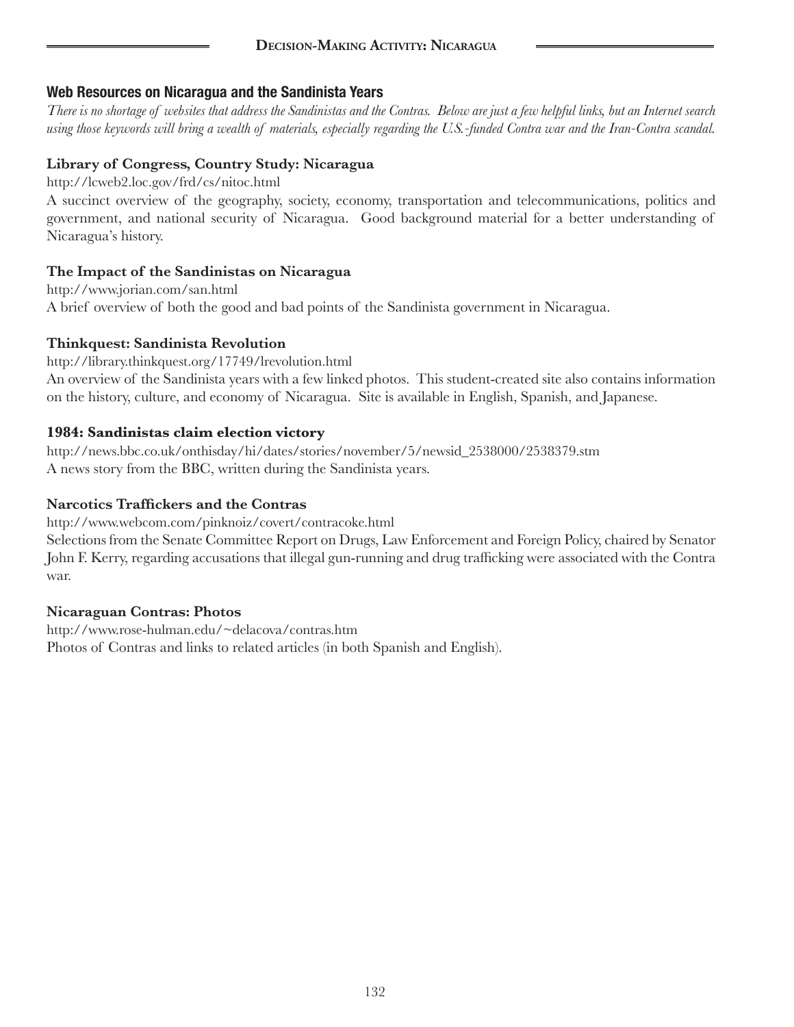## Web Resources on Nicaragua and the Sandinista Years

*There is no shortage of websites that address the Sandinistas and the Contras. Below are just a few helpful links, but an Internet search using those keywords will bring a wealth of materials, especially regarding the U.S.-funded Contra war and the Iran-Contra scandal.*

**Library of Congress, Country Study: Nicaragua**

http://lcweb2.loc.gov/frd/cs/nitoc.html

A succinct overview of the geography, society, economy, transportation and telecommunications, politics and government, and national security of Nicaragua. Good background material for a better understanding of Nicaragua's history.

**The Impact of the Sandinistas on Nicaragua**

http://www.jorian.com/san.html

A brief overview of both the good and bad points of the Sandinista government in Nicaragua.

**Thinkquest: Sandinista Revolution**

http://library.thinkquest.org/17749/lrevolution.html

An overview of the Sandinista years with a few linked photos. This student-created site also contains information on the history, culture, and economy of Nicaragua. Site is available in English, Spanish, and Japanese.

**1984: Sandinistas claim election victory**

http://news.bbc.co.uk/onthisday/hi/dates/stories/november/5/newsid_2538000/2538379.stm

A news story from the BBC, written during the Sandinista years.

**Narcotics Traffickers and the Contras**

http://www.webcom.com/pinknoiz/covert/contracoke.html

Selections from the Senate Committee Report on Drugs, Law Enforcement and Foreign Policy, chaired by Senator John F. Kerry, regarding accusations that illegal gun-running and drug trafficking were associated with the Contra war.

**Nicaraguan Contras: Photos**

http://www.rose-hulman.edu/~delacova/contras.htm

Photos of Contras and links to related articles (in both Spanish and English).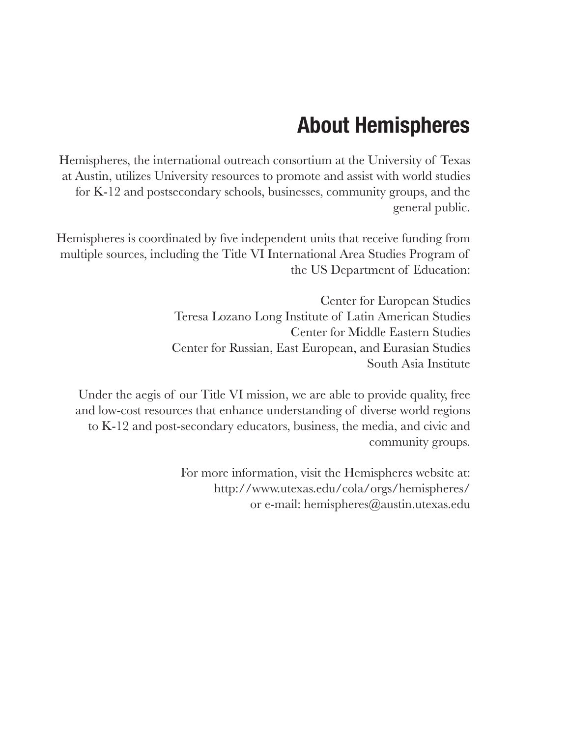## About Hemispheres

Hemispheres, the international outreach consortium at the University of Texas at Austin, utilizes University resources to promote and assist with world studies for K-12 and postsecondary schools, businesses, community groups, and the general public.

Hemispheres is coordinated by five independent units that receive funding from multiple sources, including the Title VI International Area Studies Program of the US Department of Education:

Center for European Studies
Teresa Lozano Long Institute of Latin American Studies
Center for Middle Eastern Studies
Center for Russian, East European, and Eurasian Studies
South Asia Institute

Under the aegis of our Title VI mission, we are able to provide quality, free and low-cost resources that enhance understanding of diverse world regions to K-12 and post-secondary educators, business, the media, and civic and community groups.

For more information, visit the Hemispheres website at:
http://www.utexas.edu/cola/orgs/hemispheres/
or e-mail: hemispheres@austin.utexas.edu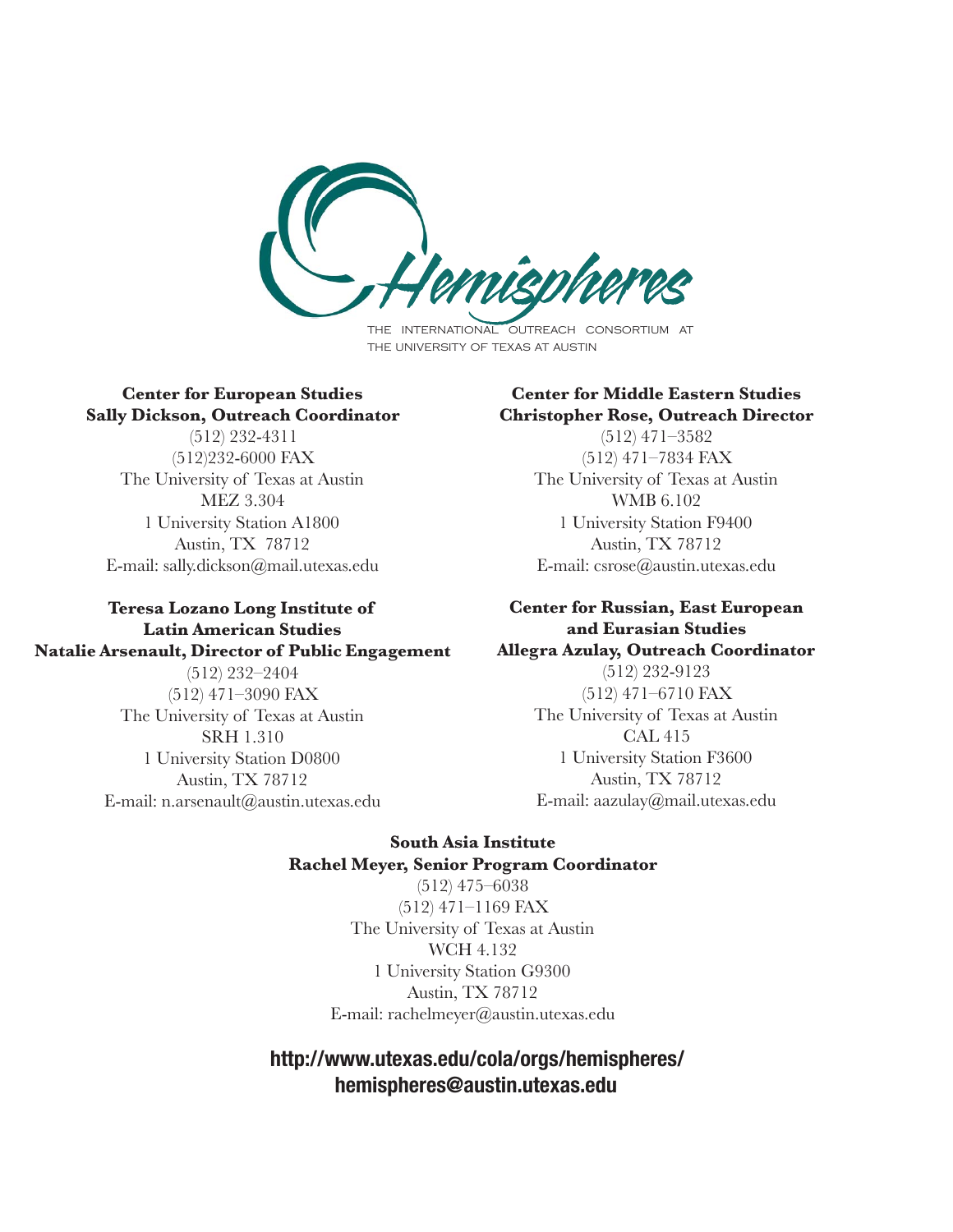# Hemispheres

THE INTERNATIONAL OUTREACH CONSORTIUM AT THE UNIVERSITY OF TEXAS AT AUSTIN

**Center for European Studies**
**Sally Dickson, Outreach Coordinator**
(512) 232-4311
(512)232-6000 FAX
The University of Texas at Austin
MEZ 3.304
1 University Station A1800
Austin, TX 78712
E-mail: sally.dickson@mail.utexas.edu

**Teresa Lozano Long Institute of Latin American Studies**
**Natalie Arsenault, Director of Public Engagement**
(512) 232–2404
(512) 471–3090 FAX
The University of Texas at Austin
SRH 1.310
1 University Station D0800
Austin, TX 78712
E-mail: n.arsenault@austin.utexas.edu

**Center for Middle Eastern Studies**
**Christopher Rose, Outreach Director**
(512) 471–3582
(512) 471–7834 FAX
The University of Texas at Austin
WMB 6.102
1 University Station F9400
Austin, TX 78712
E-mail: csrose@austin.utexas.edu

**Center for Russian, East European and Eurasian Studies**
**Allegra Azulay, Outreach Coordinator**
(512) 232-9123
(512) 471–6710 FAX
The University of Texas at Austin
CAL 415
1 University Station F3600
Austin, TX 78712
E-mail: aazulay@mail.utexas.edu

**South Asia Institute**
**Rachel Meyer, Senior Program Coordinator**
(512) 475–6038
(512) 471–1169 FAX
The University of Texas at Austin
WCH 4.132
1 University Station G9300
Austin, TX 78712
E-mail: rachelmeyer@austin.utexas.edu

**http://www.utexas.edu/cola/orgs/hemispheres/**
**hemispheres@austin.utexas.edu**